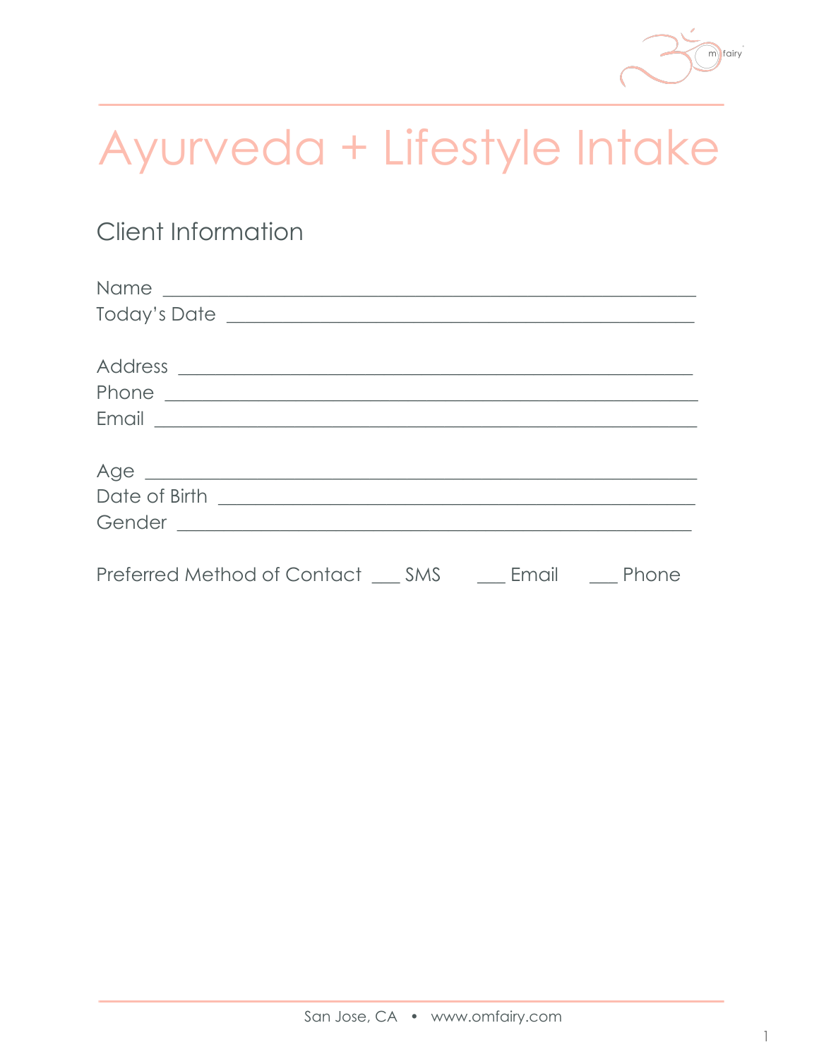# Ayurveda + Lifestyle Intake

## Client Information

Name ______________________________________________________

Today's Date _______________________________________________

Address ____________________________________________________

Phone _____________________________________________________

Email ______________________________________________________

Age ________________________________________________________

Date of Birth _______________________________________________

Gender _____________________________________________________

Preferred Method of Contact ___ SMS ___ Email ___ Phone

San Jose, CA • www.omfairy.com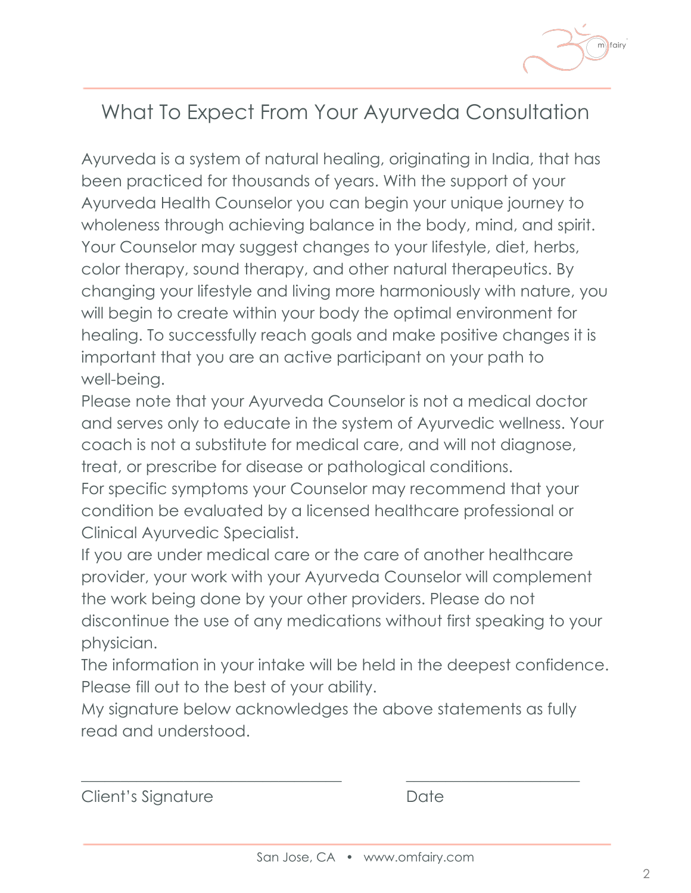# What To Expect From Your Ayurveda Consultation

Ayurveda is a system of natural healing, originating in India, that has been practiced for thousands of years. With the support of your Ayurveda Health Counselor you can begin your unique journey to wholeness through achieving balance in the body, mind, and spirit. Your Counselor may suggest changes to your lifestyle, diet, herbs, color therapy, sound therapy, and other natural therapeutics. By changing your lifestyle and living more harmoniously with nature, you will begin to create within your body the optimal environment for healing. To successfully reach goals and make positive changes it is important that you are an active participant on your path to well-being.

Please note that your Ayurveda Counselor is not a medical doctor and serves only to educate in the system of Ayurvedic wellness. Your coach is not a substitute for medical care, and will not diagnose, treat, or prescribe for disease or pathological conditions.

For specific symptoms your Counselor may recommend that your condition be evaluated by a licensed healthcare professional or Clinical Ayurvedic Specialist.

If you are under medical care or the care of another healthcare provider, your work with your Ayurveda Counselor will complement the work being done by your other providers. Please do not discontinue the use of any medications without first speaking to your physician.

The information in your intake will be held in the deepest confidence. Please fill out to the best of your ability.

My signature below acknowledges the above statements as fully read and understood.

\_\_\_\_\_\_\_\_\_\_\_\_\_\_\_\_\_\_\_\_\_\_\_\_\_\_\_\_\_\_ \_\_\_\_\_\_\_\_\_\_\_\_\_\_\_\_\_\_\_\_

Client's Signature Date

San Jose, CA • www.omfairy.com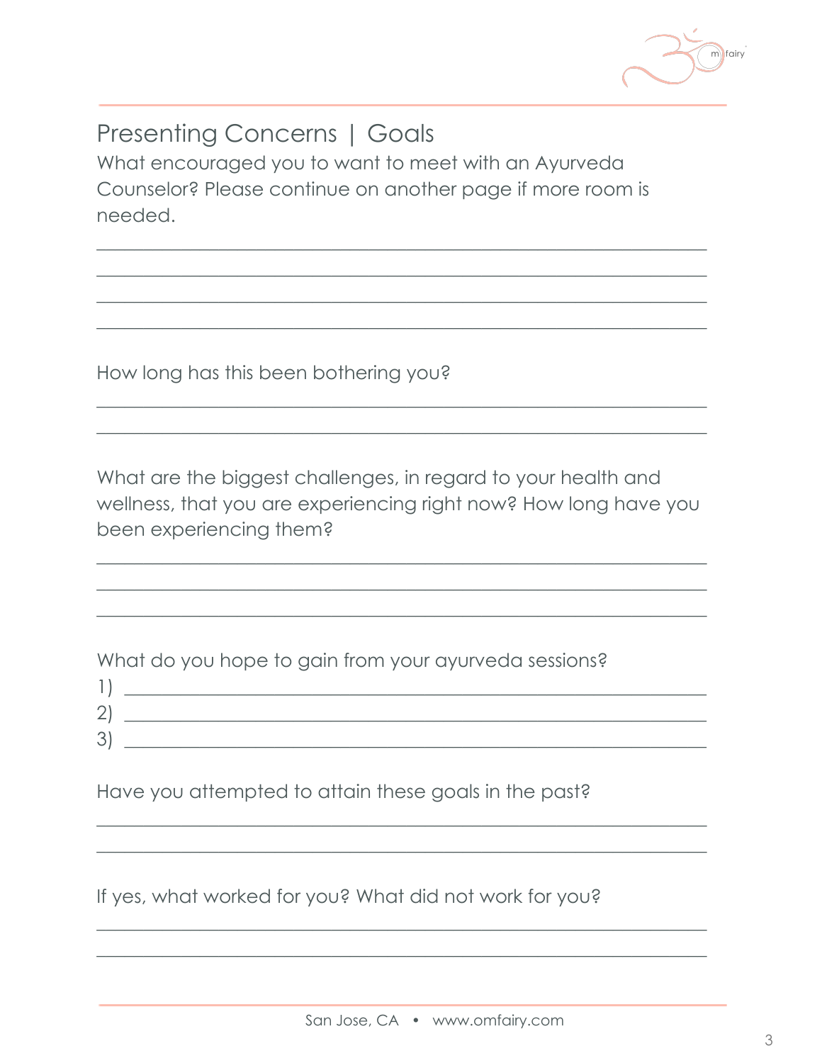## Presenting Concerns | Goals

What encouraged you to want to meet with an Ayurveda Counselor? Please continue on another page if more room is needed.

\_\_\_\_\_\_\_\_\_\_\_\_\_\_\_\_\_\_\_\_\_\_\_\_\_\_\_\_\_\_\_\_\_\_\_\_\_\_\_\_\_\_\_\_\_\_\_\_\_\_\_\_\_\_\_\_\_\_

\_\_\_\_\_\_\_\_\_\_\_\_\_\_\_\_\_\_\_\_\_\_\_\_\_\_\_\_\_\_\_\_\_\_\_\_\_\_\_\_\_\_\_\_\_\_\_\_\_\_\_\_\_\_\_\_\_\_

\_\_\_\_\_\_\_\_\_\_\_\_\_\_\_\_\_\_\_\_\_\_\_\_\_\_\_\_\_\_\_\_\_\_\_\_\_\_\_\_\_\_\_\_\_\_\_\_\_\_\_\_\_\_\_\_\_\_

\_\_\_\_\_\_\_\_\_\_\_\_\_\_\_\_\_\_\_\_\_\_\_\_\_\_\_\_\_\_\_\_\_\_\_\_\_\_\_\_\_\_\_\_\_\_\_\_\_\_\_\_\_\_\_\_\_\_

How long has this been bothering you?

\_\_\_\_\_\_\_\_\_\_\_\_\_\_\_\_\_\_\_\_\_\_\_\_\_\_\_\_\_\_\_\_\_\_\_\_\_\_\_\_\_\_\_\_\_\_\_\_\_\_\_\_\_\_\_\_\_\_

\_\_\_\_\_\_\_\_\_\_\_\_\_\_\_\_\_\_\_\_\_\_\_\_\_\_\_\_\_\_\_\_\_\_\_\_\_\_\_\_\_\_\_\_\_\_\_\_\_\_\_\_\_\_\_\_\_\_

What are the biggest challenges, in regard to your health and wellness, that you are experiencing right now? How long have you been experiencing them?

\_\_\_\_\_\_\_\_\_\_\_\_\_\_\_\_\_\_\_\_\_\_\_\_\_\_\_\_\_\_\_\_\_\_\_\_\_\_\_\_\_\_\_\_\_\_\_\_\_\_\_\_\_\_\_\_\_\_

\_\_\_\_\_\_\_\_\_\_\_\_\_\_\_\_\_\_\_\_\_\_\_\_\_\_\_\_\_\_\_\_\_\_\_\_\_\_\_\_\_\_\_\_\_\_\_\_\_\_\_\_\_\_\_\_\_\_

\_\_\_\_\_\_\_\_\_\_\_\_\_\_\_\_\_\_\_\_\_\_\_\_\_\_\_\_\_\_\_\_\_\_\_\_\_\_\_\_\_\_\_\_\_\_\_\_\_\_\_\_\_\_\_\_\_\_

What do you hope to gain from your ayurveda sessions?

1) \_\_\_\_\_\_\_\_\_\_\_\_\_\_\_\_\_\_\_\_\_\_\_\_\_\_\_\_\_\_\_\_\_\_\_\_\_\_\_\_\_\_\_\_\_\_\_\_\_\_\_\_\_\_\_

2) \_\_\_\_\_\_\_\_\_\_\_\_\_\_\_\_\_\_\_\_\_\_\_\_\_\_\_\_\_\_\_\_\_\_\_\_\_\_\_\_\_\_\_\_\_\_\_\_\_\_\_\_\_\_\_

3) \_\_\_\_\_\_\_\_\_\_\_\_\_\_\_\_\_\_\_\_\_\_\_\_\_\_\_\_\_\_\_\_\_\_\_\_\_\_\_\_\_\_\_\_\_\_\_\_\_\_\_\_\_\_\_

Have you attempted to attain these goals in the past?

\_\_\_\_\_\_\_\_\_\_\_\_\_\_\_\_\_\_\_\_\_\_\_\_\_\_\_\_\_\_\_\_\_\_\_\_\_\_\_\_\_\_\_\_\_\_\_\_\_\_\_\_\_\_\_\_\_\_

\_\_\_\_\_\_\_\_\_\_\_\_\_\_\_\_\_\_\_\_\_\_\_\_\_\_\_\_\_\_\_\_\_\_\_\_\_\_\_\_\_\_\_\_\_\_\_\_\_\_\_\_\_\_\_\_\_\_

If yes, what worked for you? What did not work for you?

\_\_\_\_\_\_\_\_\_\_\_\_\_\_\_\_\_\_\_\_\_\_\_\_\_\_\_\_\_\_\_\_\_\_\_\_\_\_\_\_\_\_\_\_\_\_\_\_\_\_\_\_\_\_\_\_\_\_

\_\_\_\_\_\_\_\_\_\_\_\_\_\_\_\_\_\_\_\_\_\_\_\_\_\_\_\_\_\_\_\_\_\_\_\_\_\_\_\_\_\_\_\_\_\_\_\_\_\_\_\_\_\_\_\_\_\_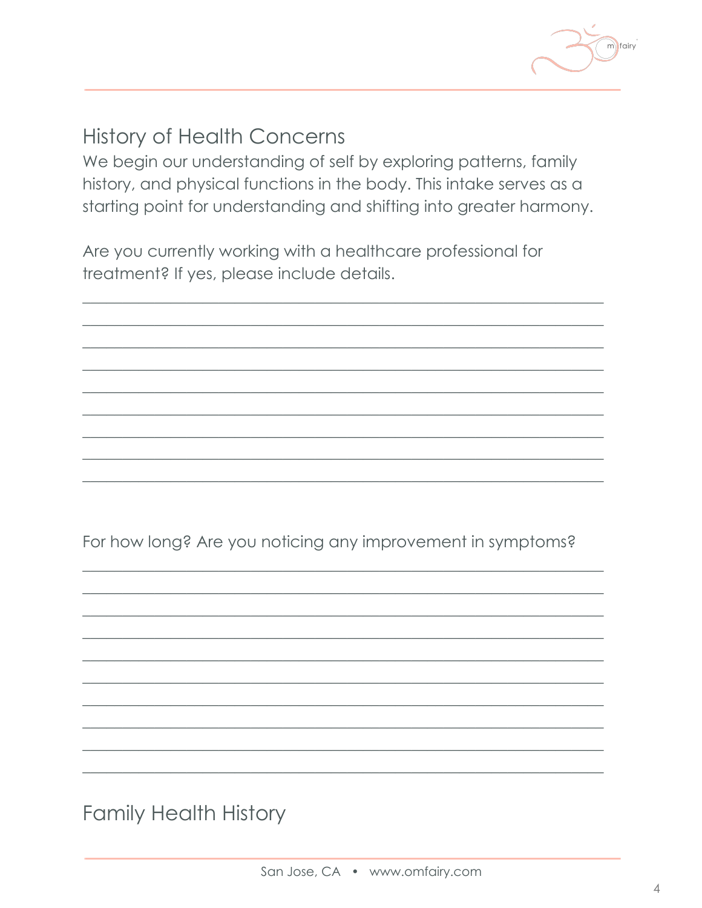## History of Health Concerns

We begin our understanding of self by exploring patterns, family history, and physical functions in the body. This intake serves as a starting point for understanding and shifting into greater harmony.

Are you currently working with a healthcare professional for treatment? If yes, please include details.

\_\_\_\_\_\_\_\_\_\_\_\_\_\_\_\_\_\_\_\_\_\_\_\_\_\_\_\_\_\_\_\_\_\_\_\_\_\_\_\_\_\_\_\_\_\_\_\_\_\_\_\_\_\_\_\_\_\_\_\_

\_\_\_\_\_\_\_\_\_\_\_\_\_\_\_\_\_\_\_\_\_\_\_\_\_\_\_\_\_\_\_\_\_\_\_\_\_\_\_\_\_\_\_\_\_\_\_\_\_\_\_\_\_\_\_\_\_\_\_\_

\_\_\_\_\_\_\_\_\_\_\_\_\_\_\_\_\_\_\_\_\_\_\_\_\_\_\_\_\_\_\_\_\_\_\_\_\_\_\_\_\_\_\_\_\_\_\_\_\_\_\_\_\_\_\_\_\_\_\_\_

\_\_\_\_\_\_\_\_\_\_\_\_\_\_\_\_\_\_\_\_\_\_\_\_\_\_\_\_\_\_\_\_\_\_\_\_\_\_\_\_\_\_\_\_\_\_\_\_\_\_\_\_\_\_\_\_\_\_\_\_

\_\_\_\_\_\_\_\_\_\_\_\_\_\_\_\_\_\_\_\_\_\_\_\_\_\_\_\_\_\_\_\_\_\_\_\_\_\_\_\_\_\_\_\_\_\_\_\_\_\_\_\_\_\_\_\_\_\_\_\_

\_\_\_\_\_\_\_\_\_\_\_\_\_\_\_\_\_\_\_\_\_\_\_\_\_\_\_\_\_\_\_\_\_\_\_\_\_\_\_\_\_\_\_\_\_\_\_\_\_\_\_\_\_\_\_\_\_\_\_\_

\_\_\_\_\_\_\_\_\_\_\_\_\_\_\_\_\_\_\_\_\_\_\_\_\_\_\_\_\_\_\_\_\_\_\_\_\_\_\_\_\_\_\_\_\_\_\_\_\_\_\_\_\_\_\_\_\_\_\_\_

\_\_\_\_\_\_\_\_\_\_\_\_\_\_\_\_\_\_\_\_\_\_\_\_\_\_\_\_\_\_\_\_\_\_\_\_\_\_\_\_\_\_\_\_\_\_\_\_\_\_\_\_\_\_\_\_\_\_\_\_

\_\_\_\_\_\_\_\_\_\_\_\_\_\_\_\_\_\_\_\_\_\_\_\_\_\_\_\_\_\_\_\_\_\_\_\_\_\_\_\_\_\_\_\_\_\_\_\_\_\_\_\_\_\_\_\_\_\_\_\_

For how long? Are you noticing any improvement in symptoms?

\_\_\_\_\_\_\_\_\_\_\_\_\_\_\_\_\_\_\_\_\_\_\_\_\_\_\_\_\_\_\_\_\_\_\_\_\_\_\_\_\_\_\_\_\_\_\_\_\_\_\_\_\_\_\_\_\_\_\_\_

\_\_\_\_\_\_\_\_\_\_\_\_\_\_\_\_\_\_\_\_\_\_\_\_\_\_\_\_\_\_\_\_\_\_\_\_\_\_\_\_\_\_\_\_\_\_\_\_\_\_\_\_\_\_\_\_\_\_\_\_

\_\_\_\_\_\_\_\_\_\_\_\_\_\_\_\_\_\_\_\_\_\_\_\_\_\_\_\_\_\_\_\_\_\_\_\_\_\_\_\_\_\_\_\_\_\_\_\_\_\_\_\_\_\_\_\_\_\_\_\_

\_\_\_\_\_\_\_\_\_\_\_\_\_\_\_\_\_\_\_\_\_\_\_\_\_\_\_\_\_\_\_\_\_\_\_\_\_\_\_\_\_\_\_\_\_\_\_\_\_\_\_\_\_\_\_\_\_\_\_\_

\_\_\_\_\_\_\_\_\_\_\_\_\_\_\_\_\_\_\_\_\_\_\_\_\_\_\_\_\_\_\_\_\_\_\_\_\_\_\_\_\_\_\_\_\_\_\_\_\_\_\_\_\_\_\_\_\_\_\_\_

\_\_\_\_\_\_\_\_\_\_\_\_\_\_\_\_\_\_\_\_\_\_\_\_\_\_\_\_\_\_\_\_\_\_\_\_\_\_\_\_\_\_\_\_\_\_\_\_\_\_\_\_\_\_\_\_\_\_\_\_

\_\_\_\_\_\_\_\_\_\_\_\_\_\_\_\_\_\_\_\_\_\_\_\_\_\_\_\_\_\_\_\_\_\_\_\_\_\_\_\_\_\_\_\_\_\_\_\_\_\_\_\_\_\_\_\_\_\_\_\_

\_\_\_\_\_\_\_\_\_\_\_\_\_\_\_\_\_\_\_\_\_\_\_\_\_\_\_\_\_\_\_\_\_\_\_\_\_\_\_\_\_\_\_\_\_\_\_\_\_\_\_\_\_\_\_\_\_\_\_\_

\_\_\_\_\_\_\_\_\_\_\_\_\_\_\_\_\_\_\_\_\_\_\_\_\_\_\_\_\_\_\_\_\_\_\_\_\_\_\_\_\_\_\_\_\_\_\_\_\_\_\_\_\_\_\_\_\_\_\_\_

\_\_\_\_\_\_\_\_\_\_\_\_\_\_\_\_\_\_\_\_\_\_\_\_\_\_\_\_\_\_\_\_\_\_\_\_\_\_\_\_\_\_\_\_\_\_\_\_\_\_\_\_\_\_\_\_\_\_\_\_

## Family Health History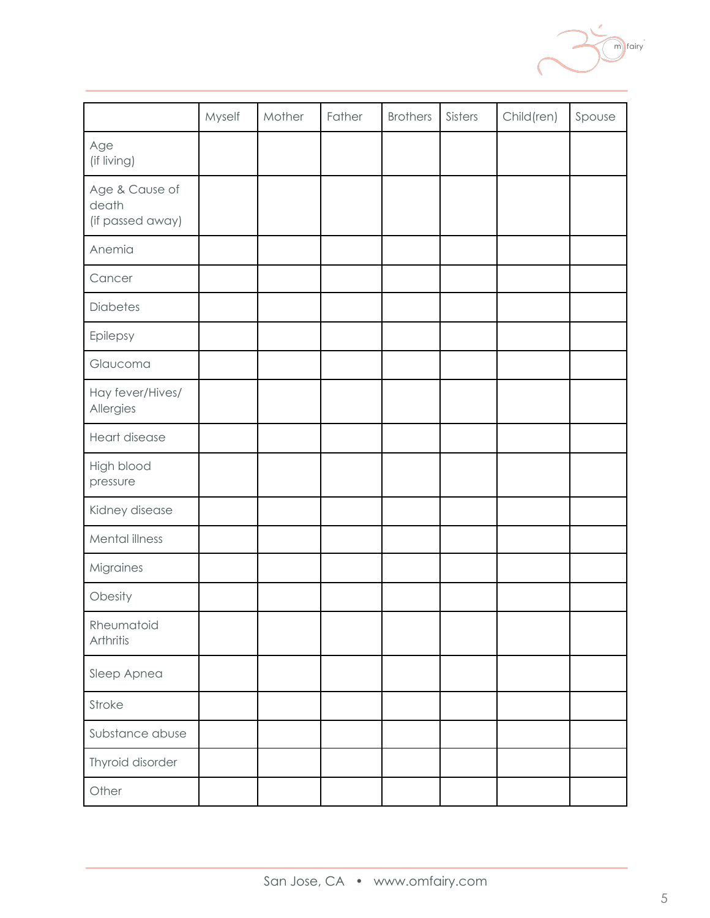| | Myself | Mother | Father | Brothers | Sisters | Child(ren) | Spouse |
|---|---|---|---|---|---|---|---|
| Age (if living) | | | | | | | |
| Age & Cause of death (if passed away) | | | | | | | |
| Anemia | | | | | | | |
| Cancer | | | | | | | |
| Diabetes | | | | | | | |
| Epilepsy | | | | | | | |
| Glaucoma | | | | | | | |
| Hay fever/Hives/ Allergies | | | | | | | |
| Heart disease | | | | | | | |
| High blood pressure | | | | | | | |
| Kidney disease | | | | | | | |
| Mental illness | | | | | | | |
| Migraines | | | | | | | |
| Obesity | | | | | | | |
| Rheumatoid Arthritis | | | | | | | |
| Sleep Apnea | | | | | | | |
| Stroke | | | | | | | |
| Substance abuse | | | | | | | |
| Thyroid disorder | | | | | | | |
| Other | | | | | | | |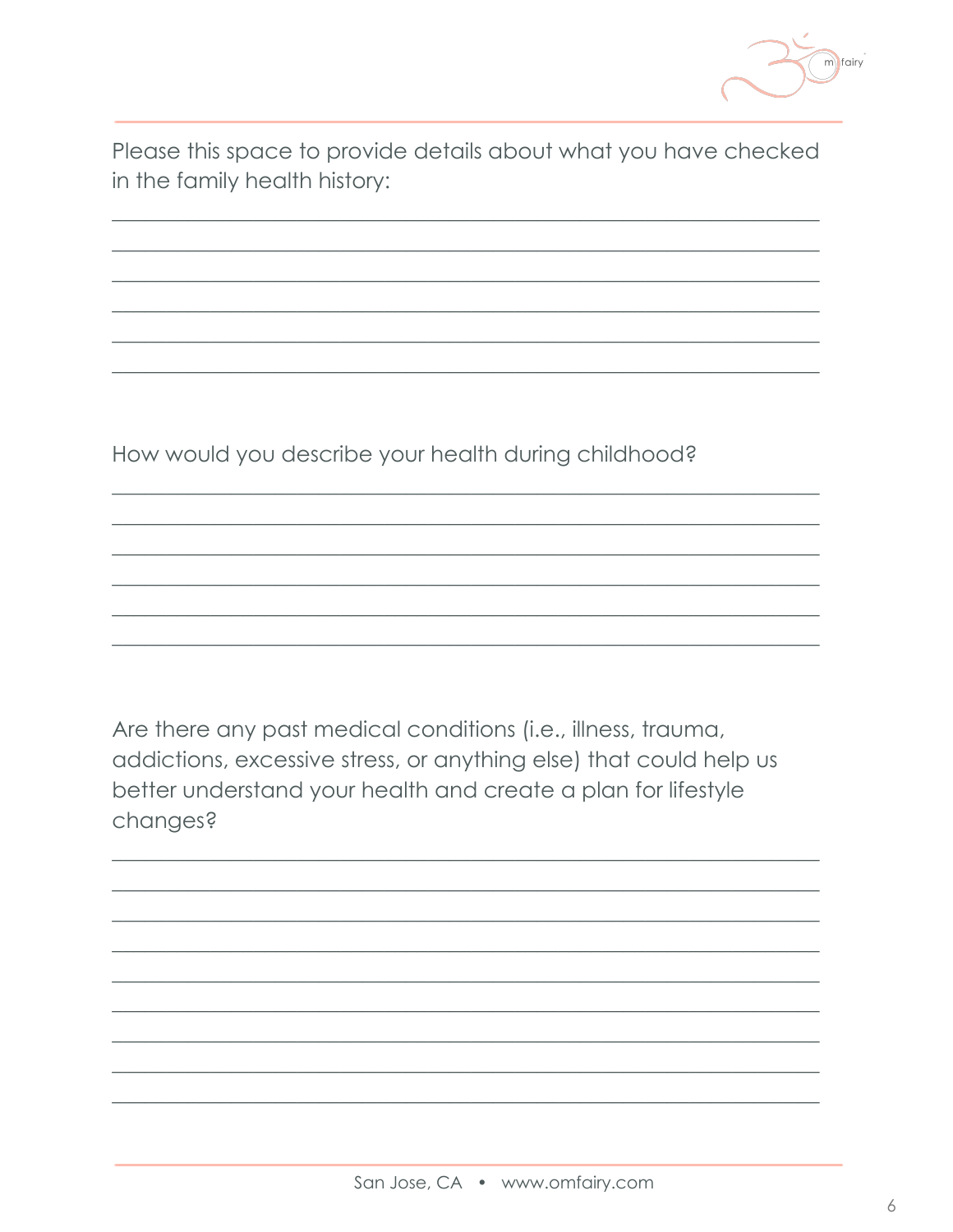Please this space to provide details about what you have checked in the family health history:

______________________________________________________________________

______________________________________________________________________

______________________________________________________________________

______________________________________________________________________

______________________________________________________________________

______________________________________________________________________

How would you describe your health during childhood?

______________________________________________________________________

______________________________________________________________________

______________________________________________________________________

______________________________________________________________________

______________________________________________________________________

______________________________________________________________________

Are there any past medical conditions (i.e., illness, trauma, addictions, excessive stress, or anything else) that could help us better understand your health and create a plan for lifestyle changes?

______________________________________________________________________

______________________________________________________________________

______________________________________________________________________

______________________________________________________________________

______________________________________________________________________

______________________________________________________________________

______________________________________________________________________

______________________________________________________________________

______________________________________________________________________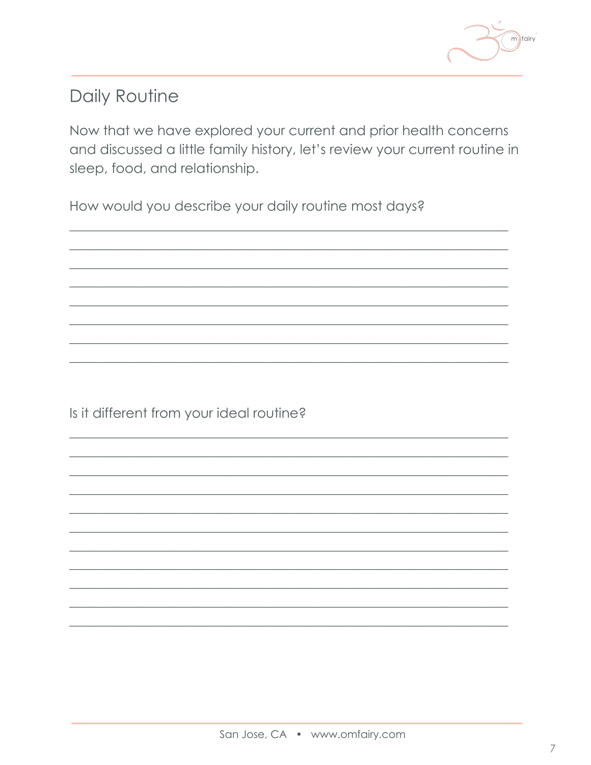## Daily Routine

Now that we have explored your current and prior health concerns and discussed a little family history, let's review your current routine in sleep, food, and relationship.

How would you describe your daily routine most days?

________________________________________________________________________________
________________________________________________________________________________
________________________________________________________________________________
________________________________________________________________________________
________________________________________________________________________________
________________________________________________________________________________
________________________________________________________________________________
________________________________________________________________________________

Is it different from your ideal routine?

________________________________________________________________________________
________________________________________________________________________________
________________________________________________________________________________
________________________________________________________________________________
________________________________________________________________________________
________________________________________________________________________________
________________________________________________________________________________
________________________________________________________________________________
________________________________________________________________________________
________________________________________________________________________________
________________________________________________________________________________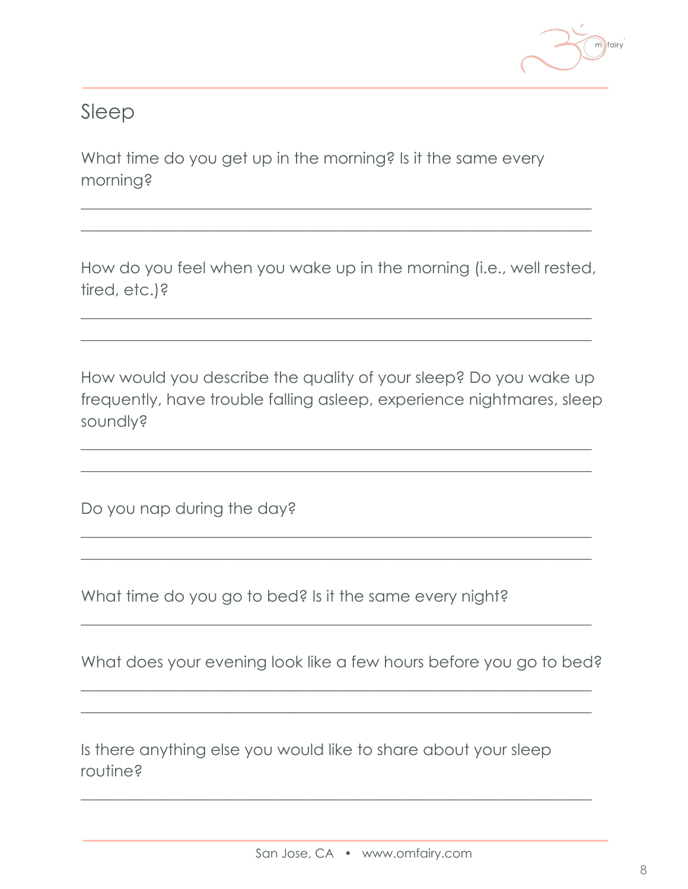## Sleep

What time do you get up in the morning? Is it the same every morning?

______________________________________________________________________

______________________________________________________________________

How do you feel when you wake up in the morning (i.e., well rested, tired, etc.)?

______________________________________________________________________

______________________________________________________________________

How would you describe the quality of your sleep? Do you wake up frequently, have trouble falling asleep, experience nightmares, sleep soundly?

______________________________________________________________________

______________________________________________________________________

Do you nap during the day?

______________________________________________________________________

______________________________________________________________________

What time do you go to bed? Is it the same every night?

______________________________________________________________________

What does your evening look like a few hours before you go to bed?

______________________________________________________________________

______________________________________________________________________

Is there anything else you would like to share about your sleep routine?

______________________________________________________________________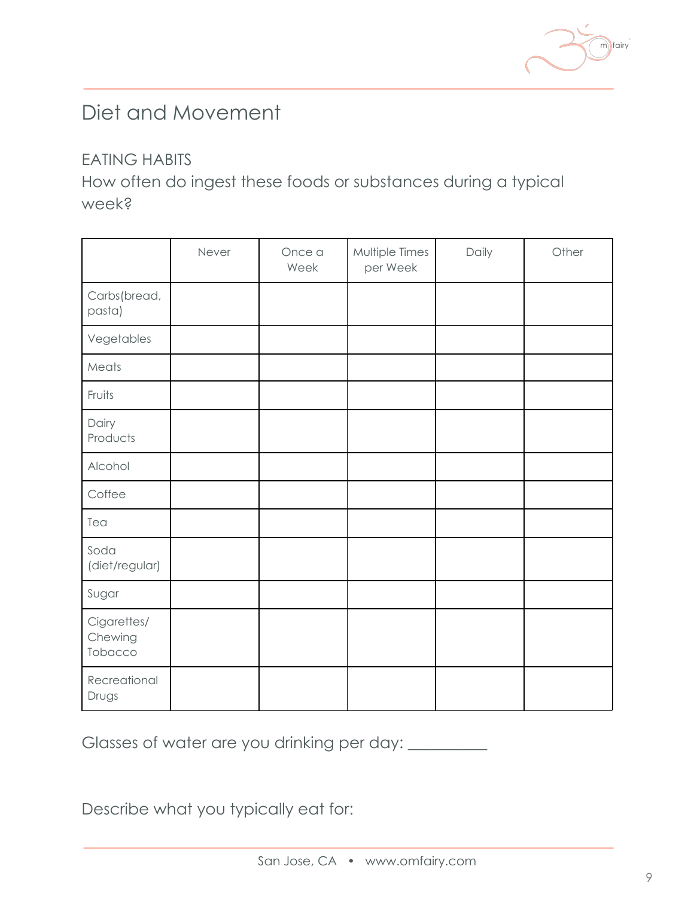# Diet and Movement

## EATING HABITS

How often do ingest these foods or substances during a typical week?

| | Never | Once a Week | Multiple Times per Week | Daily | Other |
|---|---|---|---|---|---|
| Carbs(bread, pasta) | | | | | |
| Vegetables | | | | | |
| Meats | | | | | |
| Fruits | | | | | |
| Dairy Products | | | | | |
| Alcohol | | | | | |
| Coffee | | | | | |
| Tea | | | | | |
| Soda (diet/regular) | | | | | |
| Sugar | | | | | |
| Cigarettes/ Chewing Tobacco | | | | | |
| Recreational Drugs | | | | | |

Glasses of water are you drinking per day: __________

Describe what you typically eat for: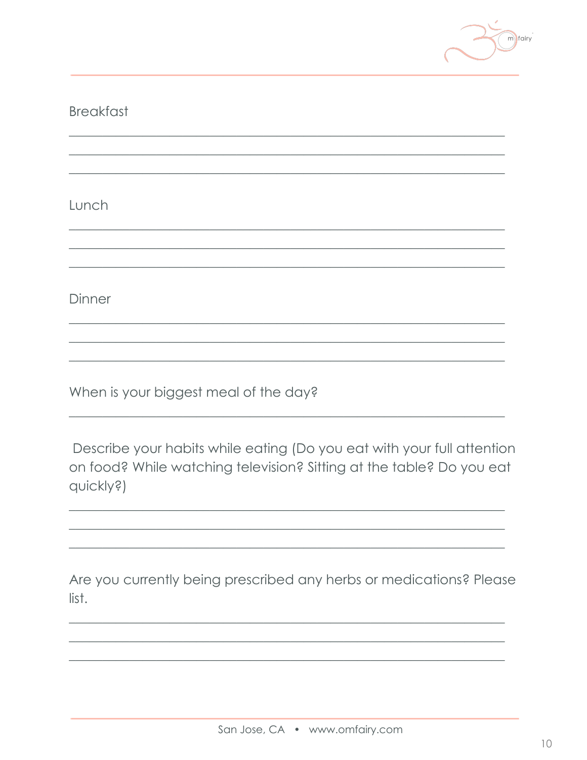Breakfast

___________________________________________________________________________

___________________________________________________________________________

___________________________________________________________________________

Lunch

___________________________________________________________________________

___________________________________________________________________________

___________________________________________________________________________

Dinner

___________________________________________________________________________

___________________________________________________________________________

___________________________________________________________________________

When is your biggest meal of the day?

___________________________________________________________________________

Describe your habits while eating (Do you eat with your full attention on food? While watching television? Sitting at the table? Do you eat quickly?)

___________________________________________________________________________

___________________________________________________________________________

___________________________________________________________________________

Are you currently being prescribed any herbs or medications? Please list.

___________________________________________________________________________

___________________________________________________________________________

___________________________________________________________________________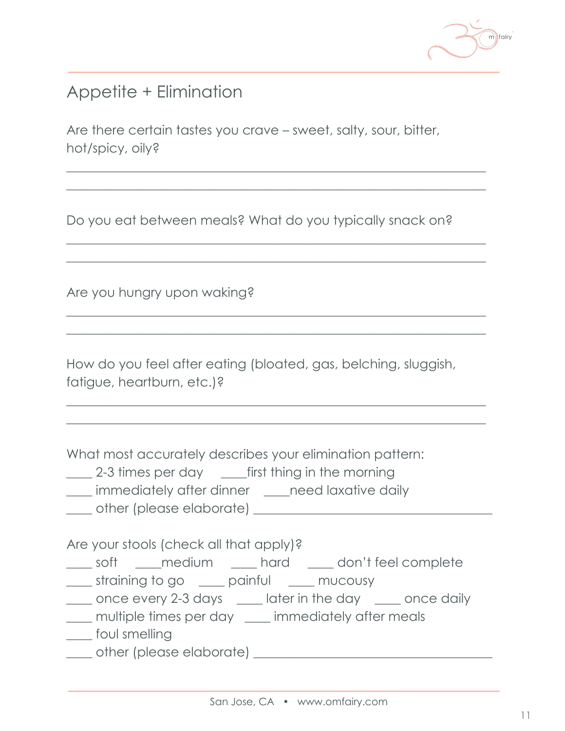## Appetite + Elimination

Are there certain tastes you crave – sweet, salty, sour, bitter, hot/spicy, oily?

______________________________________________________________

______________________________________________________________

Do you eat between meals? What do you typically snack on?

______________________________________________________________

______________________________________________________________

Are you hungry upon waking?

______________________________________________________________

______________________________________________________________

How do you feel after eating (bloated, gas, belching, sluggish, fatigue, heartburn, etc.)?

______________________________________________________________

______________________________________________________________

What most accurately describes your elimination pattern:

____ 2-3 times per day ____first thing in the morning
____ immediately after dinner ____need laxative daily
____ other (please elaborate) ___________________________________

Are your stools (check all that apply)?

____ soft ____medium ____ hard ____ don't feel complete
____ straining to go ____ painful ____ mucousy
____ once every 2-3 days ____ later in the day ____ once daily
____ multiple times per day ____ immediately after meals
____ foul smelling
____ other (please elaborate) ___________________________________

San Jose, CA • www.omfairy.com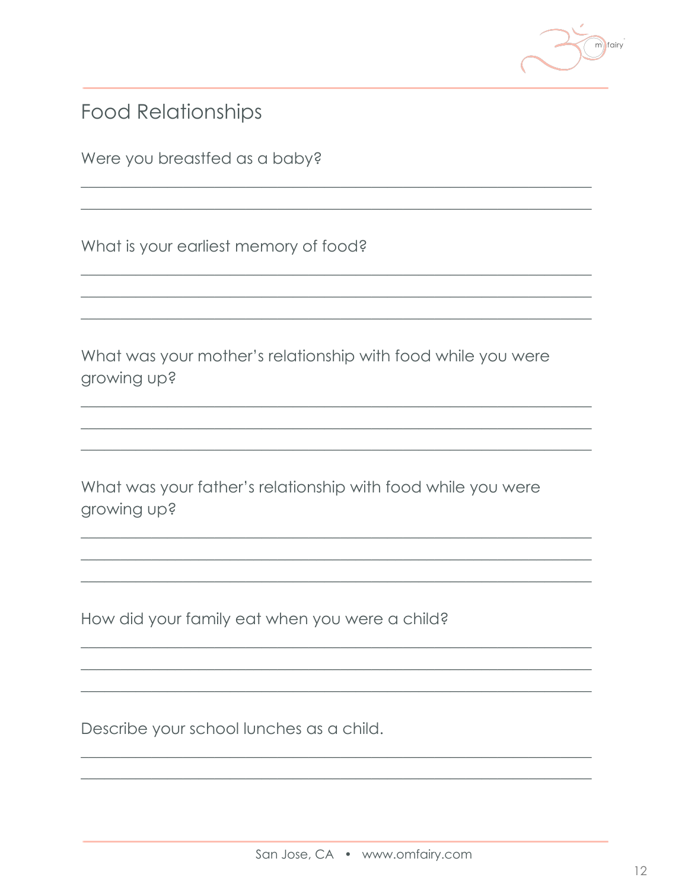## Food Relationships

Were you breastfed as a baby?

_______________________________________________

_______________________________________________

What is your earliest memory of food?

_______________________________________________

_______________________________________________

_______________________________________________

What was your mother's relationship with food while you were growing up?

_______________________________________________

_______________________________________________

_______________________________________________

What was your father's relationship with food while you were growing up?

_______________________________________________

_______________________________________________

_______________________________________________

How did your family eat when you were a child?

_______________________________________________

_______________________________________________

_______________________________________________

Describe your school lunches as a child.

_______________________________________________

_______________________________________________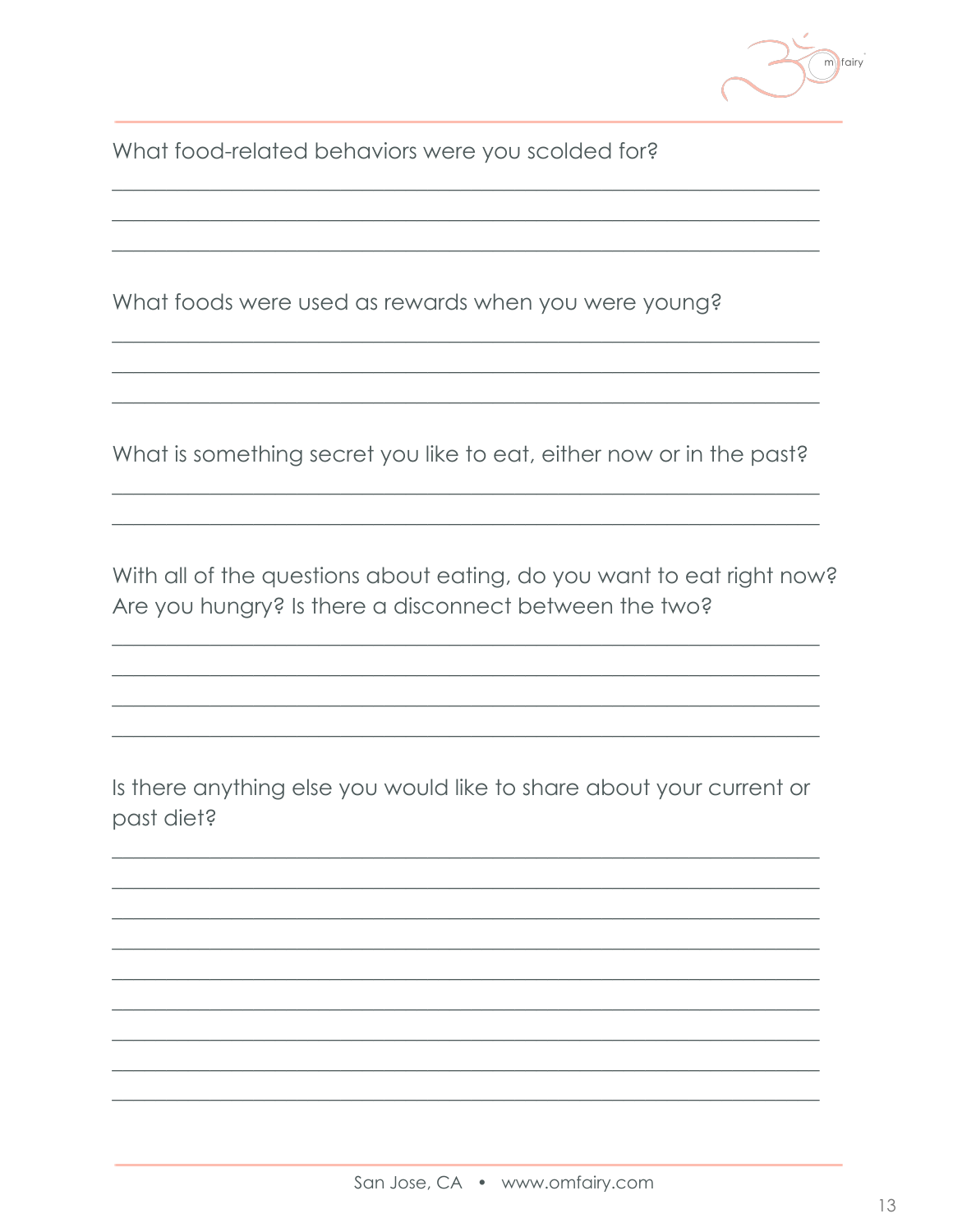What food-related behaviors were you scolded for?

What foods were used as rewards when you were young?

What is something secret you like to eat, either now or in the past?

With all of the questions about eating, do you want to eat right now? Are you hungry? Is there a disconnect between the two?

Is there anything else you would like to share about your current or past diet?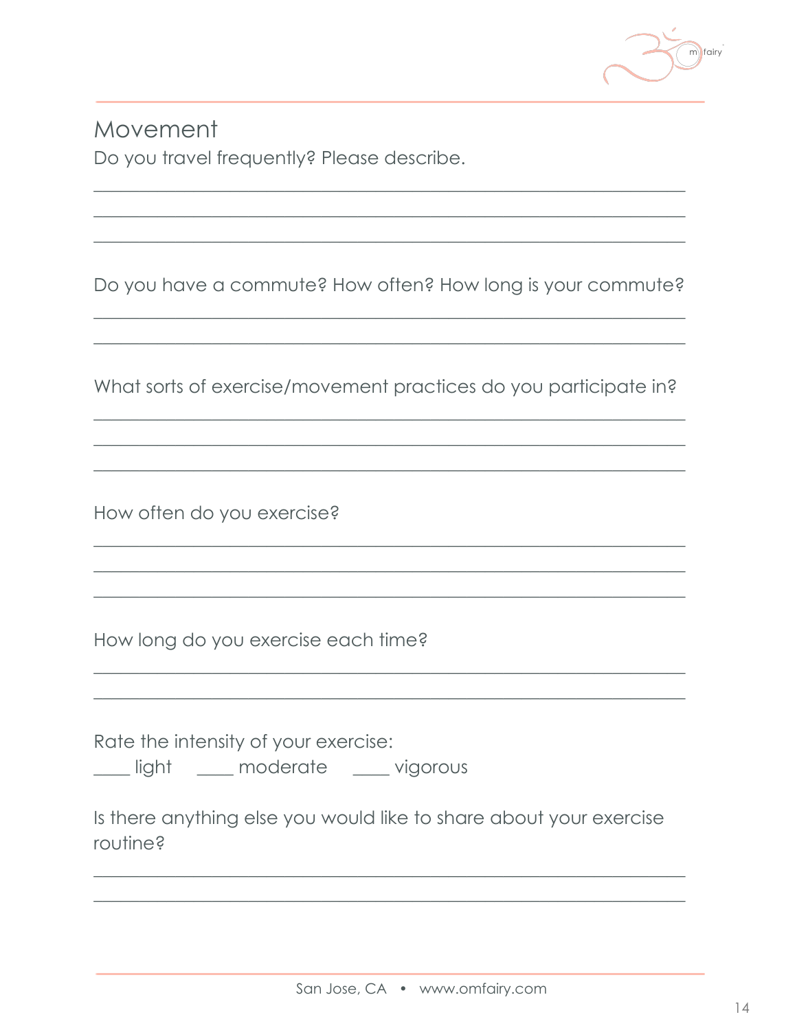## Movement

Do you travel frequently? Please describe.

_______________________________________________________________

_______________________________________________________________

_______________________________________________________________

Do you have a commute? How often? How long is your commute?

_______________________________________________________________

_______________________________________________________________

What sorts of exercise/movement practices do you participate in?

_______________________________________________________________

_______________________________________________________________

_______________________________________________________________

How often do you exercise?

_______________________________________________________________

_______________________________________________________________

_______________________________________________________________

How long do you exercise each time?

_______________________________________________________________

_______________________________________________________________

Rate the intensity of your exercise:

____ light ____ moderate ____ vigorous

Is there anything else you would like to share about your exercise routine?

_______________________________________________________________

_______________________________________________________________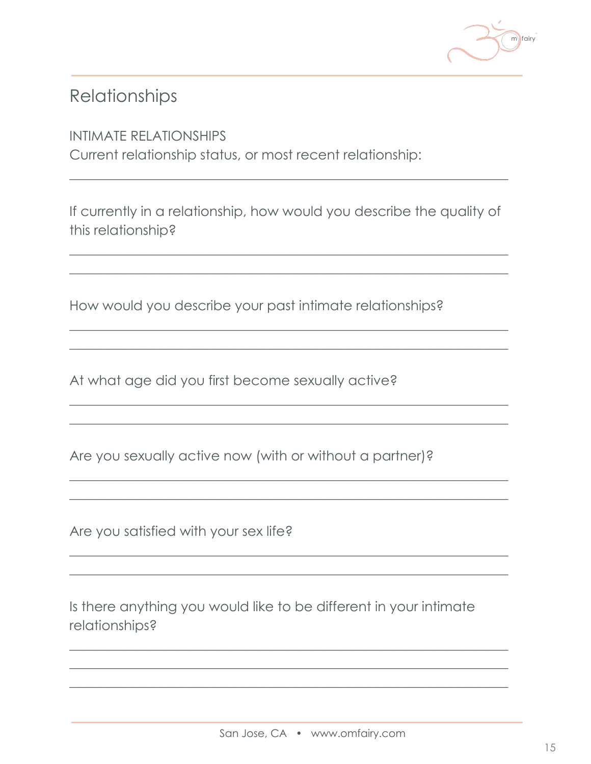# Relationships

INTIMATE RELATIONSHIPS

Current relationship status, or most recent relationship:

___________________________________________________________

If currently in a relationship, how would you describe the quality of this relationship?

___________________________________________________________

___________________________________________________________

How would you describe your past intimate relationships?

___________________________________________________________

___________________________________________________________

At what age did you first become sexually active?

___________________________________________________________

___________________________________________________________

Are you sexually active now (with or without a partner)?

___________________________________________________________

___________________________________________________________

Are you satisfied with your sex life?

___________________________________________________________

___________________________________________________________

Is there anything you would like to be different in your intimate relationships?

___________________________________________________________

___________________________________________________________

___________________________________________________________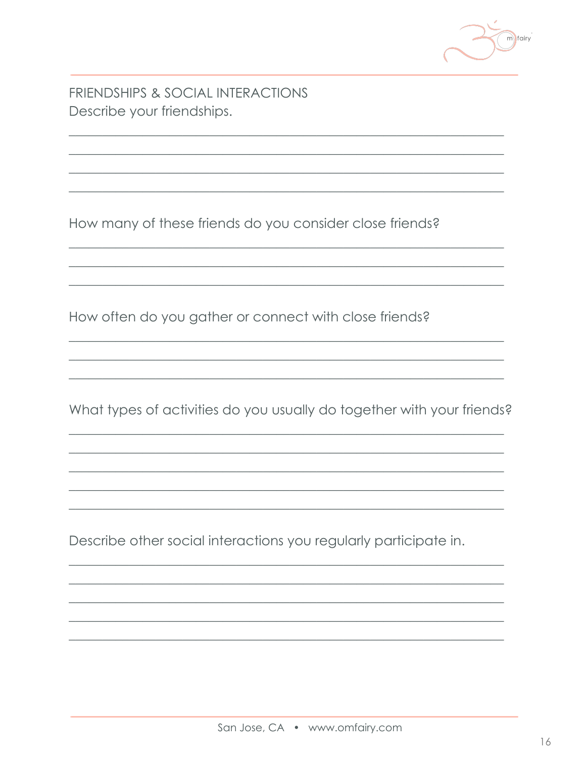## FRIENDSHIPS & SOCIAL INTERACTIONS

Describe your friendships.

How many of these friends do you consider close friends?

How often do you gather or connect with close friends?

What types of activities do you usually do together with your friends?

Describe other social interactions you regularly participate in.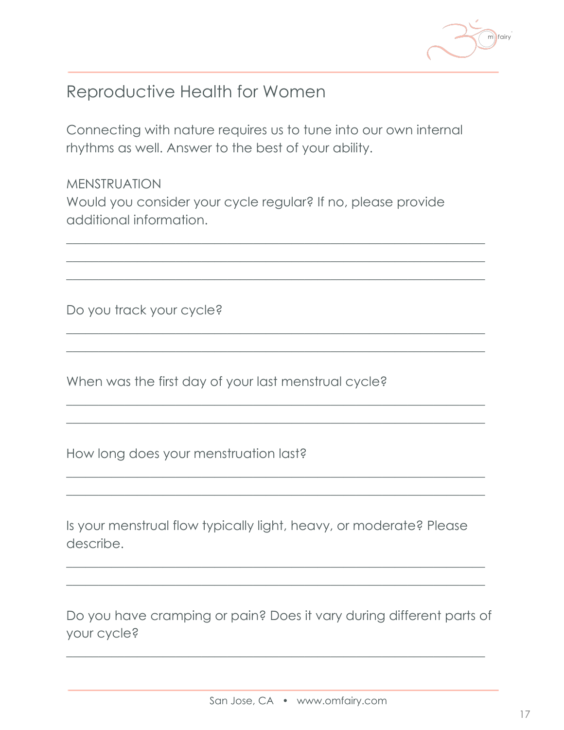# Reproductive Health for Women

Connecting with nature requires us to tune into our own internal rhythms as well. Answer to the best of your ability.

MENSTRUATION

Would you consider your cycle regular? If no, please provide additional information.

___

___

___

Do you track your cycle?

___

___

When was the first day of your last menstrual cycle?

___

___

How long does your menstruation last?

___

___

Is your menstrual flow typically light, heavy, or moderate? Please describe.

___

___

Do you have cramping or pain? Does it vary during different parts of your cycle?

___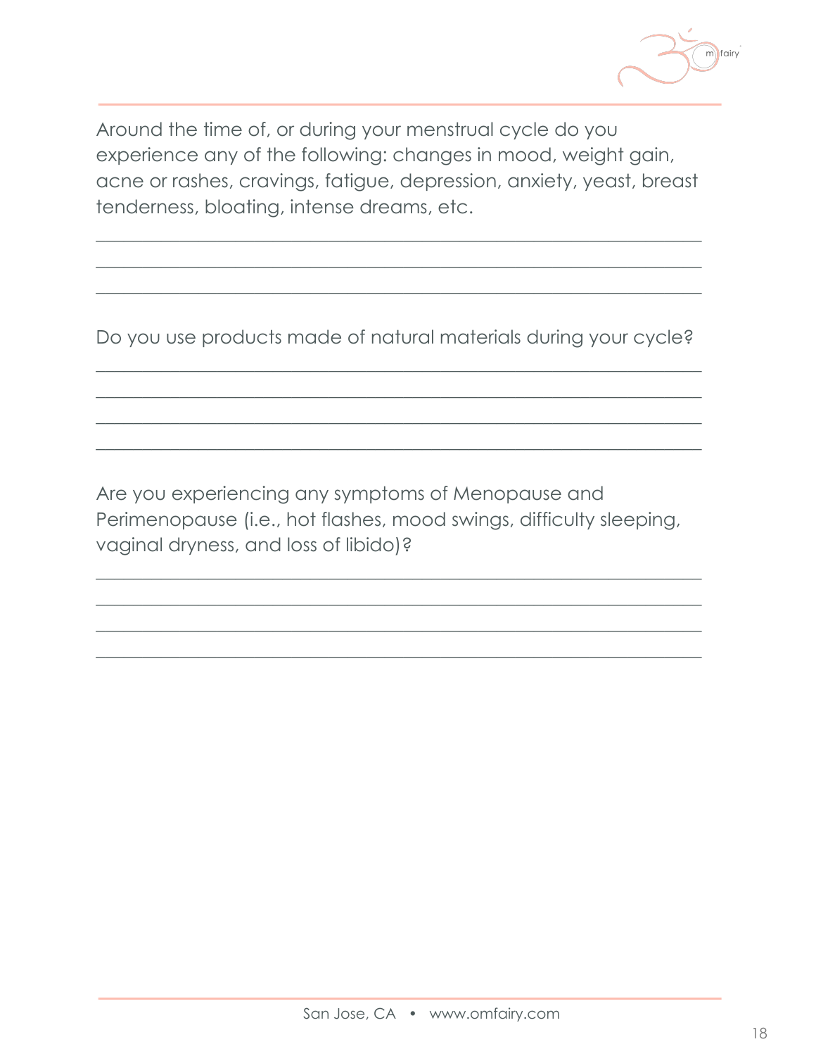Around the time of, or during your menstrual cycle do you experience any of the following: changes in mood, weight gain, acne or rashes, cravings, fatigue, depression, anxiety, yeast, breast tenderness, bloating, intense dreams, etc.

\_\_\_\_\_\_\_\_\_\_\_\_\_\_\_\_\_\_\_\_\_\_\_\_\_\_\_\_\_\_\_\_\_\_\_\_\_\_\_\_\_\_\_\_\_\_\_\_\_\_\_\_\_\_\_\_\_\_\_\_

\_\_\_\_\_\_\_\_\_\_\_\_\_\_\_\_\_\_\_\_\_\_\_\_\_\_\_\_\_\_\_\_\_\_\_\_\_\_\_\_\_\_\_\_\_\_\_\_\_\_\_\_\_\_\_\_\_\_\_\_

\_\_\_\_\_\_\_\_\_\_\_\_\_\_\_\_\_\_\_\_\_\_\_\_\_\_\_\_\_\_\_\_\_\_\_\_\_\_\_\_\_\_\_\_\_\_\_\_\_\_\_\_\_\_\_\_\_\_\_\_

Do you use products made of natural materials during your cycle?

\_\_\_\_\_\_\_\_\_\_\_\_\_\_\_\_\_\_\_\_\_\_\_\_\_\_\_\_\_\_\_\_\_\_\_\_\_\_\_\_\_\_\_\_\_\_\_\_\_\_\_\_\_\_\_\_\_\_\_\_

\_\_\_\_\_\_\_\_\_\_\_\_\_\_\_\_\_\_\_\_\_\_\_\_\_\_\_\_\_\_\_\_\_\_\_\_\_\_\_\_\_\_\_\_\_\_\_\_\_\_\_\_\_\_\_\_\_\_\_\_

\_\_\_\_\_\_\_\_\_\_\_\_\_\_\_\_\_\_\_\_\_\_\_\_\_\_\_\_\_\_\_\_\_\_\_\_\_\_\_\_\_\_\_\_\_\_\_\_\_\_\_\_\_\_\_\_\_\_\_\_

\_\_\_\_\_\_\_\_\_\_\_\_\_\_\_\_\_\_\_\_\_\_\_\_\_\_\_\_\_\_\_\_\_\_\_\_\_\_\_\_\_\_\_\_\_\_\_\_\_\_\_\_\_\_\_\_\_\_\_\_

Are you experiencing any symptoms of Menopause and Perimenopause (i.e., hot flashes, mood swings, difficulty sleeping, vaginal dryness, and loss of libido)?

\_\_\_\_\_\_\_\_\_\_\_\_\_\_\_\_\_\_\_\_\_\_\_\_\_\_\_\_\_\_\_\_\_\_\_\_\_\_\_\_\_\_\_\_\_\_\_\_\_\_\_\_\_\_\_\_\_\_\_\_

\_\_\_\_\_\_\_\_\_\_\_\_\_\_\_\_\_\_\_\_\_\_\_\_\_\_\_\_\_\_\_\_\_\_\_\_\_\_\_\_\_\_\_\_\_\_\_\_\_\_\_\_\_\_\_\_\_\_\_\_

\_\_\_\_\_\_\_\_\_\_\_\_\_\_\_\_\_\_\_\_\_\_\_\_\_\_\_\_\_\_\_\_\_\_\_\_\_\_\_\_\_\_\_\_\_\_\_\_\_\_\_\_\_\_\_\_\_\_\_\_

\_\_\_\_\_\_\_\_\_\_\_\_\_\_\_\_\_\_\_\_\_\_\_\_\_\_\_\_\_\_\_\_\_\_\_\_\_\_\_\_\_\_\_\_\_\_\_\_\_\_\_\_\_\_\_\_\_\_\_\_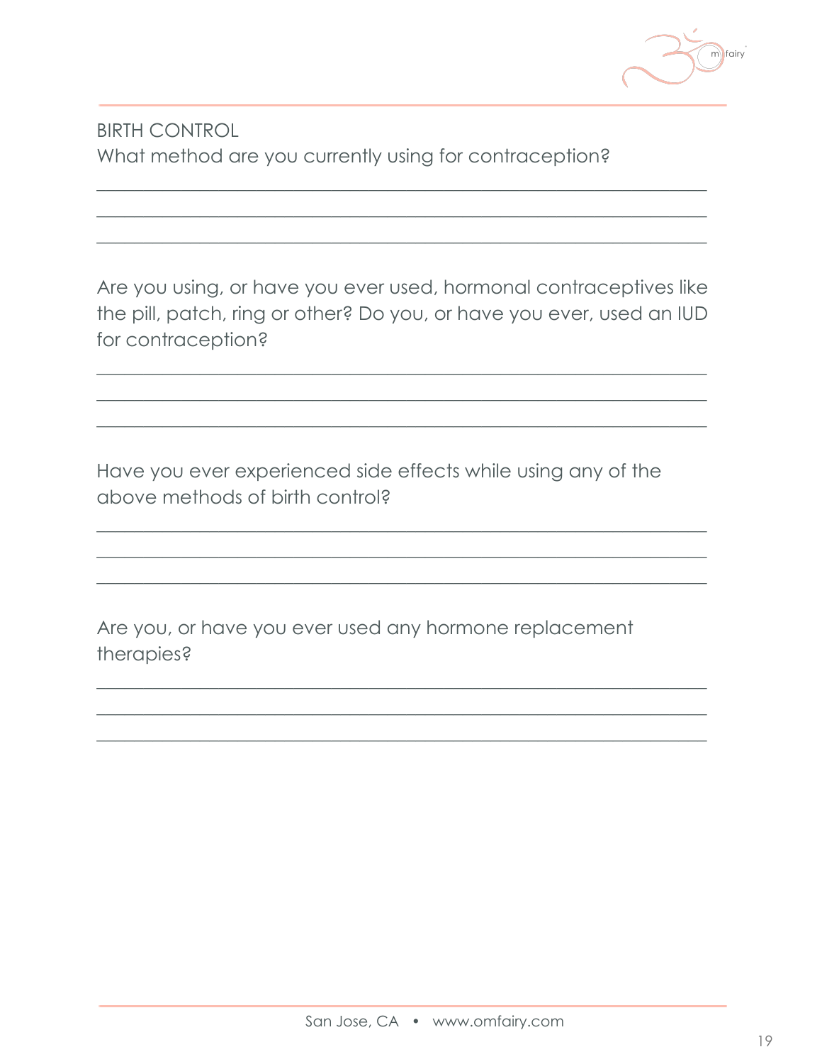## BIRTH CONTROL

What method are you currently using for contraception?

\_\_\_\_\_\_\_\_\_\_\_\_\_\_\_\_\_\_\_\_\_\_\_\_\_\_\_\_\_\_\_\_\_\_\_\_\_\_\_\_\_\_\_\_\_\_\_\_\_\_\_\_\_\_\_\_\_\_\_\_\_\_\_\_\_\_\_\_

\_\_\_\_\_\_\_\_\_\_\_\_\_\_\_\_\_\_\_\_\_\_\_\_\_\_\_\_\_\_\_\_\_\_\_\_\_\_\_\_\_\_\_\_\_\_\_\_\_\_\_\_\_\_\_\_\_\_\_\_\_\_\_\_\_\_\_\_

\_\_\_\_\_\_\_\_\_\_\_\_\_\_\_\_\_\_\_\_\_\_\_\_\_\_\_\_\_\_\_\_\_\_\_\_\_\_\_\_\_\_\_\_\_\_\_\_\_\_\_\_\_\_\_\_\_\_\_\_\_\_\_\_\_\_\_\_

Are you using, or have you ever used, hormonal contraceptives like the pill, patch, ring or other? Do you, or have you ever, used an IUD for contraception?

\_\_\_\_\_\_\_\_\_\_\_\_\_\_\_\_\_\_\_\_\_\_\_\_\_\_\_\_\_\_\_\_\_\_\_\_\_\_\_\_\_\_\_\_\_\_\_\_\_\_\_\_\_\_\_\_\_\_\_\_\_\_\_\_\_\_\_\_

\_\_\_\_\_\_\_\_\_\_\_\_\_\_\_\_\_\_\_\_\_\_\_\_\_\_\_\_\_\_\_\_\_\_\_\_\_\_\_\_\_\_\_\_\_\_\_\_\_\_\_\_\_\_\_\_\_\_\_\_\_\_\_\_\_\_\_\_

\_\_\_\_\_\_\_\_\_\_\_\_\_\_\_\_\_\_\_\_\_\_\_\_\_\_\_\_\_\_\_\_\_\_\_\_\_\_\_\_\_\_\_\_\_\_\_\_\_\_\_\_\_\_\_\_\_\_\_\_\_\_\_\_\_\_\_\_

Have you ever experienced side effects while using any of the above methods of birth control?

\_\_\_\_\_\_\_\_\_\_\_\_\_\_\_\_\_\_\_\_\_\_\_\_\_\_\_\_\_\_\_\_\_\_\_\_\_\_\_\_\_\_\_\_\_\_\_\_\_\_\_\_\_\_\_\_\_\_\_\_\_\_\_\_\_\_\_\_

\_\_\_\_\_\_\_\_\_\_\_\_\_\_\_\_\_\_\_\_\_\_\_\_\_\_\_\_\_\_\_\_\_\_\_\_\_\_\_\_\_\_\_\_\_\_\_\_\_\_\_\_\_\_\_\_\_\_\_\_\_\_\_\_\_\_\_\_

\_\_\_\_\_\_\_\_\_\_\_\_\_\_\_\_\_\_\_\_\_\_\_\_\_\_\_\_\_\_\_\_\_\_\_\_\_\_\_\_\_\_\_\_\_\_\_\_\_\_\_\_\_\_\_\_\_\_\_\_\_\_\_\_\_\_\_\_

Are you, or have you ever used any hormone replacement therapies?

\_\_\_\_\_\_\_\_\_\_\_\_\_\_\_\_\_\_\_\_\_\_\_\_\_\_\_\_\_\_\_\_\_\_\_\_\_\_\_\_\_\_\_\_\_\_\_\_\_\_\_\_\_\_\_\_\_\_\_\_\_\_\_\_\_\_\_\_

\_\_\_\_\_\_\_\_\_\_\_\_\_\_\_\_\_\_\_\_\_\_\_\_\_\_\_\_\_\_\_\_\_\_\_\_\_\_\_\_\_\_\_\_\_\_\_\_\_\_\_\_\_\_\_\_\_\_\_\_\_\_\_\_\_\_\_\_

\_\_\_\_\_\_\_\_\_\_\_\_\_\_\_\_\_\_\_\_\_\_\_\_\_\_\_\_\_\_\_\_\_\_\_\_\_\_\_\_\_\_\_\_\_\_\_\_\_\_\_\_\_\_\_\_\_\_\_\_\_\_\_\_\_\_\_\_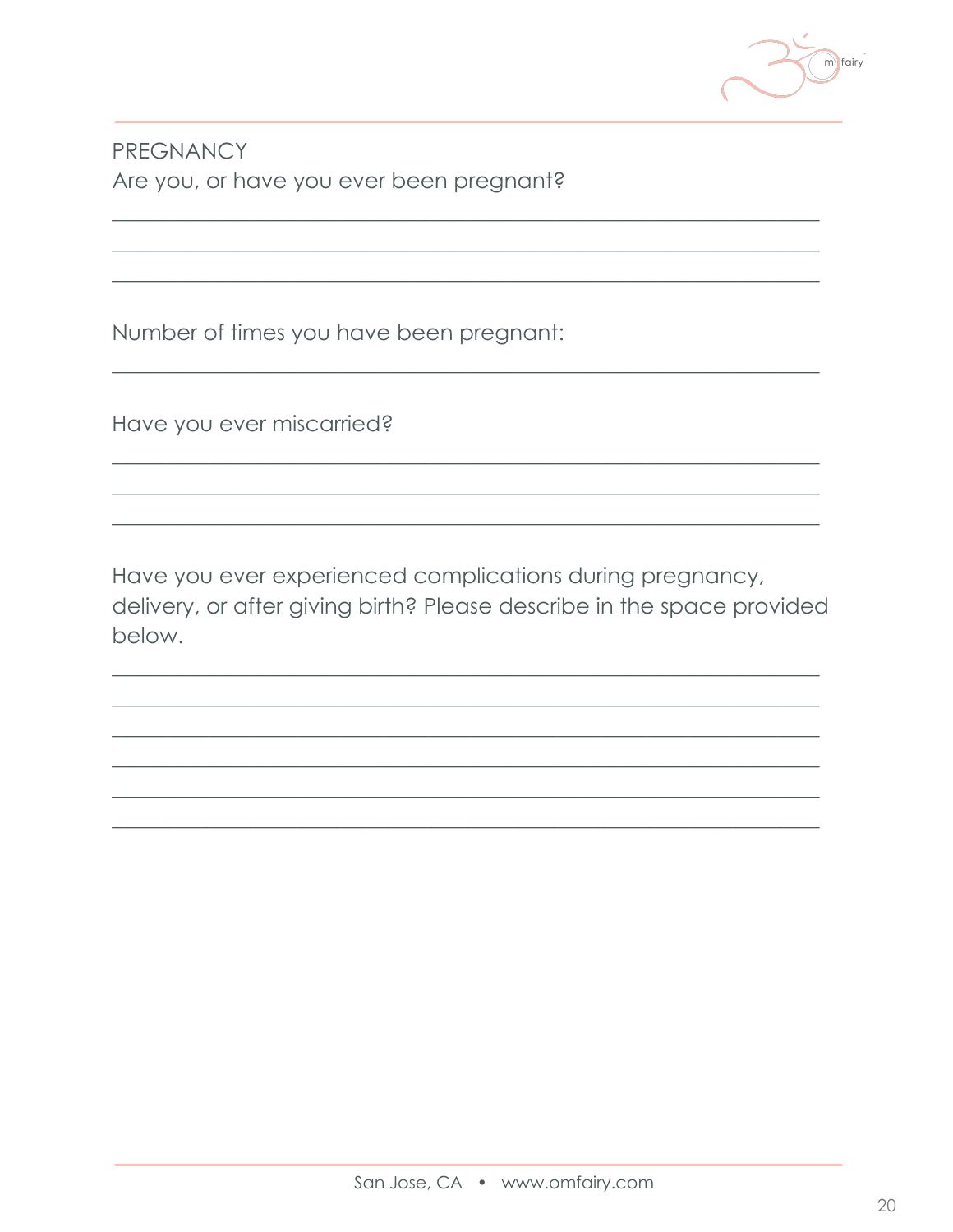## PREGNANCY

Are you, or have you ever been pregnant?

\_\_\_\_\_\_\_\_\_\_\_\_\_\_\_\_\_\_\_\_\_\_\_\_\_\_\_\_\_\_\_\_\_\_\_\_\_\_\_\_\_\_\_\_\_\_\_\_\_\_\_\_\_\_\_\_

\_\_\_\_\_\_\_\_\_\_\_\_\_\_\_\_\_\_\_\_\_\_\_\_\_\_\_\_\_\_\_\_\_\_\_\_\_\_\_\_\_\_\_\_\_\_\_\_\_\_\_\_\_\_\_\_

\_\_\_\_\_\_\_\_\_\_\_\_\_\_\_\_\_\_\_\_\_\_\_\_\_\_\_\_\_\_\_\_\_\_\_\_\_\_\_\_\_\_\_\_\_\_\_\_\_\_\_\_\_\_\_\_

Number of times you have been pregnant:

\_\_\_\_\_\_\_\_\_\_\_\_\_\_\_\_\_\_\_\_\_\_\_\_\_\_\_\_\_\_\_\_\_\_\_\_\_\_\_\_\_\_\_\_\_\_\_\_\_\_\_\_\_\_\_\_

Have you ever miscarried?

\_\_\_\_\_\_\_\_\_\_\_\_\_\_\_\_\_\_\_\_\_\_\_\_\_\_\_\_\_\_\_\_\_\_\_\_\_\_\_\_\_\_\_\_\_\_\_\_\_\_\_\_\_\_\_\_

\_\_\_\_\_\_\_\_\_\_\_\_\_\_\_\_\_\_\_\_\_\_\_\_\_\_\_\_\_\_\_\_\_\_\_\_\_\_\_\_\_\_\_\_\_\_\_\_\_\_\_\_\_\_\_\_

\_\_\_\_\_\_\_\_\_\_\_\_\_\_\_\_\_\_\_\_\_\_\_\_\_\_\_\_\_\_\_\_\_\_\_\_\_\_\_\_\_\_\_\_\_\_\_\_\_\_\_\_\_\_\_\_

Have you ever experienced complications during pregnancy, delivery, or after giving birth? Please describe in the space provided below.

\_\_\_\_\_\_\_\_\_\_\_\_\_\_\_\_\_\_\_\_\_\_\_\_\_\_\_\_\_\_\_\_\_\_\_\_\_\_\_\_\_\_\_\_\_\_\_\_\_\_\_\_\_\_\_\_

\_\_\_\_\_\_\_\_\_\_\_\_\_\_\_\_\_\_\_\_\_\_\_\_\_\_\_\_\_\_\_\_\_\_\_\_\_\_\_\_\_\_\_\_\_\_\_\_\_\_\_\_\_\_\_\_

\_\_\_\_\_\_\_\_\_\_\_\_\_\_\_\_\_\_\_\_\_\_\_\_\_\_\_\_\_\_\_\_\_\_\_\_\_\_\_\_\_\_\_\_\_\_\_\_\_\_\_\_\_\_\_\_

\_\_\_\_\_\_\_\_\_\_\_\_\_\_\_\_\_\_\_\_\_\_\_\_\_\_\_\_\_\_\_\_\_\_\_\_\_\_\_\_\_\_\_\_\_\_\_\_\_\_\_\_\_\_\_\_

\_\_\_\_\_\_\_\_\_\_\_\_\_\_\_\_\_\_\_\_\_\_\_\_\_\_\_\_\_\_\_\_\_\_\_\_\_\_\_\_\_\_\_\_\_\_\_\_\_\_\_\_\_\_\_\_

\_\_\_\_\_\_\_\_\_\_\_\_\_\_\_\_\_\_\_\_\_\_\_\_\_\_\_\_\_\_\_\_\_\_\_\_\_\_\_\_\_\_\_\_\_\_\_\_\_\_\_\_\_\_\_\_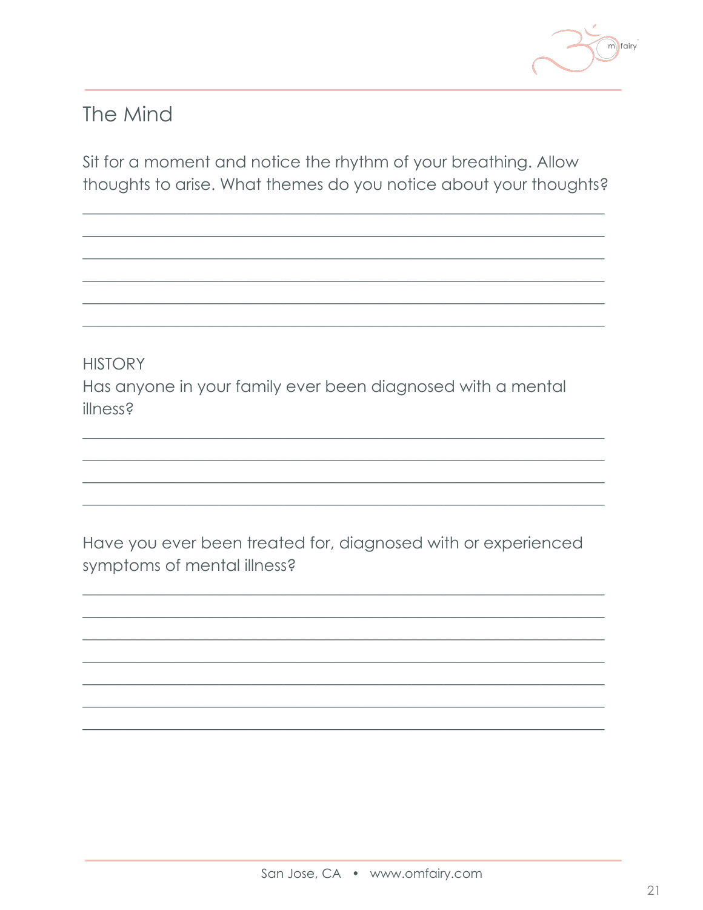## The Mind

Sit for a moment and notice the rhythm of your breathing. Allow thoughts to arise. What themes do you notice about your thoughts?

______________________________________________________________________

______________________________________________________________________

______________________________________________________________________

______________________________________________________________________

______________________________________________________________________

______________________________________________________________________

HISTORY

Has anyone in your family ever been diagnosed with a mental illness?

______________________________________________________________________

______________________________________________________________________

______________________________________________________________________

______________________________________________________________________

Have you ever been treated for, diagnosed with or experienced symptoms of mental illness?

______________________________________________________________________

______________________________________________________________________

______________________________________________________________________

______________________________________________________________________

______________________________________________________________________

______________________________________________________________________

______________________________________________________________________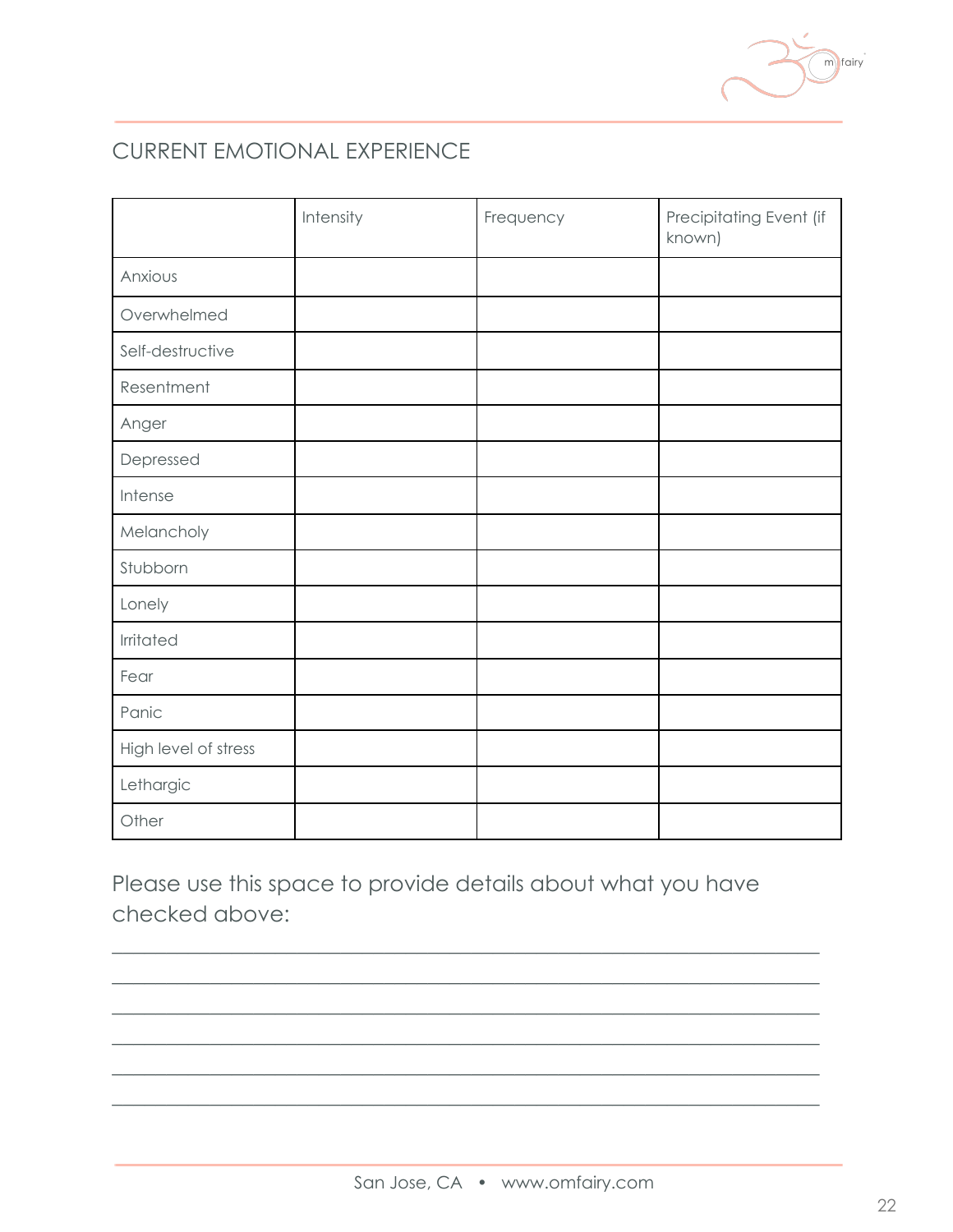## CURRENT EMOTIONAL EXPERIENCE

| | Intensity | Frequency | Precipitating Event (if known) |
|---|---|---|---|
| Anxious | | | |
| Overwhelmed | | | |
| Self-destructive | | | |
| Resentment | | | |
| Anger | | | |
| Depressed | | | |
| Intense | | | |
| Melancholy | | | |
| Stubborn | | | |
| Lonely | | | |
| Irritated | | | |
| Fear | | | |
| Panic | | | |
| High level of stress | | | |
| Lethargic | | | |
| Other | | | |

Please use this space to provide details about what you have checked above:

\_\_\_\_\_\_\_\_\_\_\_\_\_\_\_\_\_\_\_\_\_\_\_\_\_\_\_\_\_\_\_\_\_\_\_\_\_\_\_\_\_\_\_\_\_\_\_\_\_\_\_\_\_\_\_\_\_\_\_\_\_\_\_\_

\_\_\_\_\_\_\_\_\_\_\_\_\_\_\_\_\_\_\_\_\_\_\_\_\_\_\_\_\_\_\_\_\_\_\_\_\_\_\_\_\_\_\_\_\_\_\_\_\_\_\_\_\_\_\_\_\_\_\_\_\_\_\_\_

\_\_\_\_\_\_\_\_\_\_\_\_\_\_\_\_\_\_\_\_\_\_\_\_\_\_\_\_\_\_\_\_\_\_\_\_\_\_\_\_\_\_\_\_\_\_\_\_\_\_\_\_\_\_\_\_\_\_\_\_\_\_\_\_

\_\_\_\_\_\_\_\_\_\_\_\_\_\_\_\_\_\_\_\_\_\_\_\_\_\_\_\_\_\_\_\_\_\_\_\_\_\_\_\_\_\_\_\_\_\_\_\_\_\_\_\_\_\_\_\_\_\_\_\_\_\_\_\_

\_\_\_\_\_\_\_\_\_\_\_\_\_\_\_\_\_\_\_\_\_\_\_\_\_\_\_\_\_\_\_\_\_\_\_\_\_\_\_\_\_\_\_\_\_\_\_\_\_\_\_\_\_\_\_\_\_\_\_\_\_\_\_\_

\_\_\_\_\_\_\_\_\_\_\_\_\_\_\_\_\_\_\_\_\_\_\_\_\_\_\_\_\_\_\_\_\_\_\_\_\_\_\_\_\_\_\_\_\_\_\_\_\_\_\_\_\_\_\_\_\_\_\_\_\_\_\_\_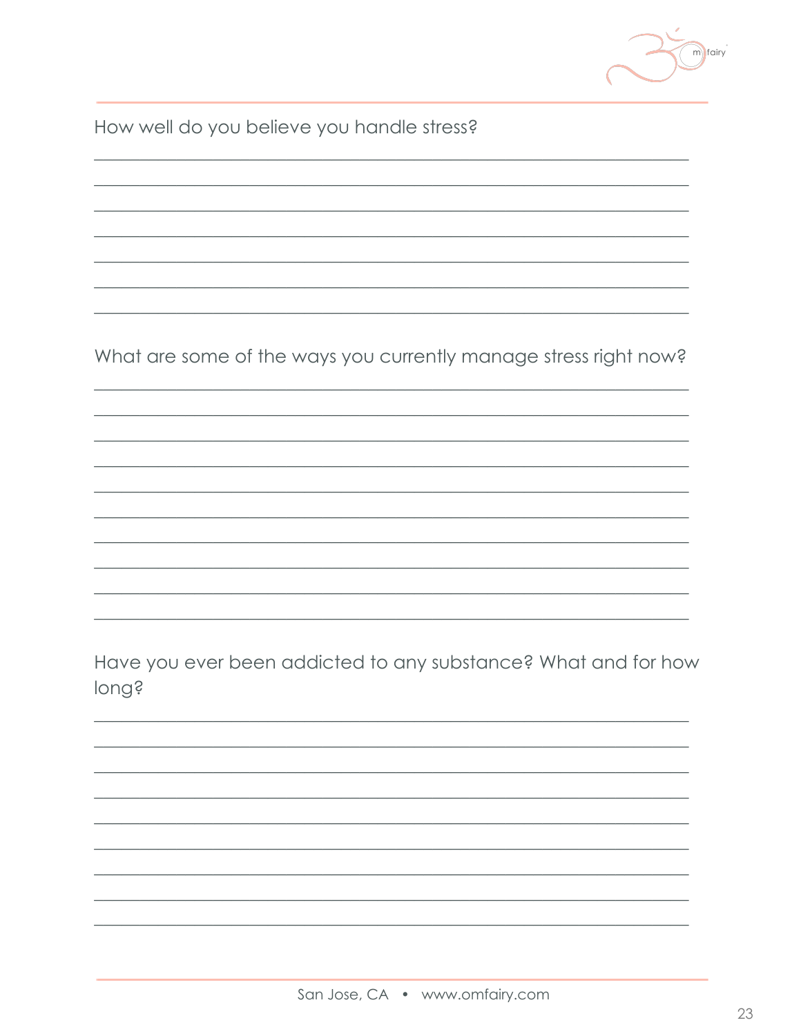How well do you believe you handle stress?

What are some of the ways you currently manage stress right now?

Have you ever been addicted to any substance? What and for how long?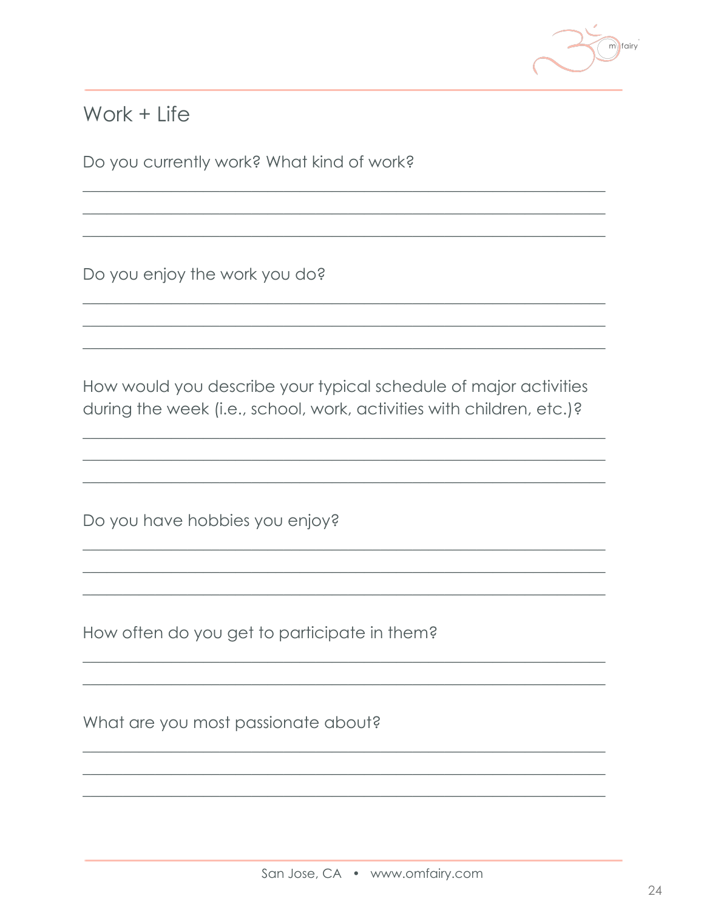## Work + Life

Do you currently work? What kind of work?

\_\_\_\_\_\_\_\_\_\_\_\_\_\_\_\_\_\_\_\_\_\_\_\_\_\_\_\_\_\_\_\_\_\_\_\_\_\_\_\_\_\_\_\_\_\_\_\_\_\_\_\_\_\_\_\_\_\_\_\_\_\_\_\_

\_\_\_\_\_\_\_\_\_\_\_\_\_\_\_\_\_\_\_\_\_\_\_\_\_\_\_\_\_\_\_\_\_\_\_\_\_\_\_\_\_\_\_\_\_\_\_\_\_\_\_\_\_\_\_\_\_\_\_\_\_\_\_\_

\_\_\_\_\_\_\_\_\_\_\_\_\_\_\_\_\_\_\_\_\_\_\_\_\_\_\_\_\_\_\_\_\_\_\_\_\_\_\_\_\_\_\_\_\_\_\_\_\_\_\_\_\_\_\_\_\_\_\_\_\_\_\_\_

Do you enjoy the work you do?

\_\_\_\_\_\_\_\_\_\_\_\_\_\_\_\_\_\_\_\_\_\_\_\_\_\_\_\_\_\_\_\_\_\_\_\_\_\_\_\_\_\_\_\_\_\_\_\_\_\_\_\_\_\_\_\_\_\_\_\_\_\_\_\_

\_\_\_\_\_\_\_\_\_\_\_\_\_\_\_\_\_\_\_\_\_\_\_\_\_\_\_\_\_\_\_\_\_\_\_\_\_\_\_\_\_\_\_\_\_\_\_\_\_\_\_\_\_\_\_\_\_\_\_\_\_\_\_\_

\_\_\_\_\_\_\_\_\_\_\_\_\_\_\_\_\_\_\_\_\_\_\_\_\_\_\_\_\_\_\_\_\_\_\_\_\_\_\_\_\_\_\_\_\_\_\_\_\_\_\_\_\_\_\_\_\_\_\_\_\_\_\_\_

How would you describe your typical schedule of major activities during the week (i.e., school, work, activities with children, etc.)?

\_\_\_\_\_\_\_\_\_\_\_\_\_\_\_\_\_\_\_\_\_\_\_\_\_\_\_\_\_\_\_\_\_\_\_\_\_\_\_\_\_\_\_\_\_\_\_\_\_\_\_\_\_\_\_\_\_\_\_\_\_\_\_\_

\_\_\_\_\_\_\_\_\_\_\_\_\_\_\_\_\_\_\_\_\_\_\_\_\_\_\_\_\_\_\_\_\_\_\_\_\_\_\_\_\_\_\_\_\_\_\_\_\_\_\_\_\_\_\_\_\_\_\_\_\_\_\_\_

\_\_\_\_\_\_\_\_\_\_\_\_\_\_\_\_\_\_\_\_\_\_\_\_\_\_\_\_\_\_\_\_\_\_\_\_\_\_\_\_\_\_\_\_\_\_\_\_\_\_\_\_\_\_\_\_\_\_\_\_\_\_\_\_

Do you have hobbies you enjoy?

\_\_\_\_\_\_\_\_\_\_\_\_\_\_\_\_\_\_\_\_\_\_\_\_\_\_\_\_\_\_\_\_\_\_\_\_\_\_\_\_\_\_\_\_\_\_\_\_\_\_\_\_\_\_\_\_\_\_\_\_\_\_\_\_

\_\_\_\_\_\_\_\_\_\_\_\_\_\_\_\_\_\_\_\_\_\_\_\_\_\_\_\_\_\_\_\_\_\_\_\_\_\_\_\_\_\_\_\_\_\_\_\_\_\_\_\_\_\_\_\_\_\_\_\_\_\_\_\_

\_\_\_\_\_\_\_\_\_\_\_\_\_\_\_\_\_\_\_\_\_\_\_\_\_\_\_\_\_\_\_\_\_\_\_\_\_\_\_\_\_\_\_\_\_\_\_\_\_\_\_\_\_\_\_\_\_\_\_\_\_\_\_\_

How often do you get to participate in them?

\_\_\_\_\_\_\_\_\_\_\_\_\_\_\_\_\_\_\_\_\_\_\_\_\_\_\_\_\_\_\_\_\_\_\_\_\_\_\_\_\_\_\_\_\_\_\_\_\_\_\_\_\_\_\_\_\_\_\_\_\_\_\_\_

\_\_\_\_\_\_\_\_\_\_\_\_\_\_\_\_\_\_\_\_\_\_\_\_\_\_\_\_\_\_\_\_\_\_\_\_\_\_\_\_\_\_\_\_\_\_\_\_\_\_\_\_\_\_\_\_\_\_\_\_\_\_\_\_

What are you most passionate about?

\_\_\_\_\_\_\_\_\_\_\_\_\_\_\_\_\_\_\_\_\_\_\_\_\_\_\_\_\_\_\_\_\_\_\_\_\_\_\_\_\_\_\_\_\_\_\_\_\_\_\_\_\_\_\_\_\_\_\_\_\_\_\_\_

\_\_\_\_\_\_\_\_\_\_\_\_\_\_\_\_\_\_\_\_\_\_\_\_\_\_\_\_\_\_\_\_\_\_\_\_\_\_\_\_\_\_\_\_\_\_\_\_\_\_\_\_\_\_\_\_\_\_\_\_\_\_\_\_

\_\_\_\_\_\_\_\_\_\_\_\_\_\_\_\_\_\_\_\_\_\_\_\_\_\_\_\_\_\_\_\_\_\_\_\_\_\_\_\_\_\_\_\_\_\_\_\_\_\_\_\_\_\_\_\_\_\_\_\_\_\_\_\_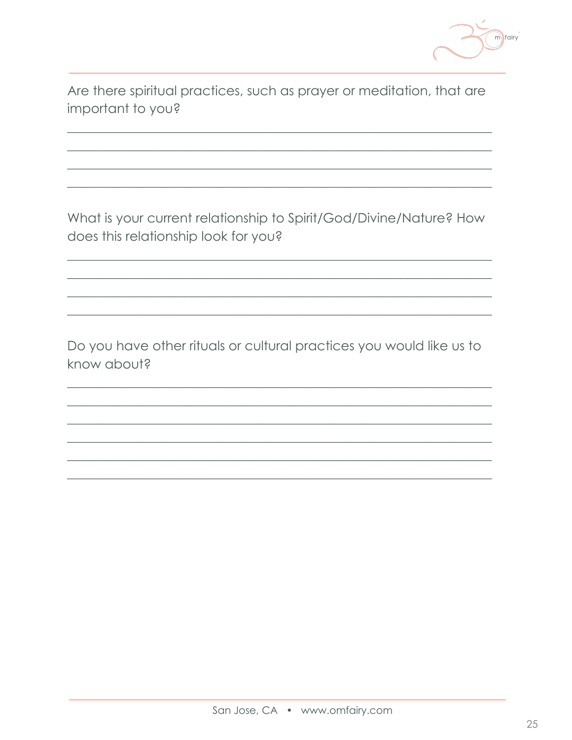Are there spiritual practices, such as prayer or meditation, that are important to you?

\_\_\_\_\_\_\_\_\_\_\_\_\_\_\_\_\_\_\_\_\_\_\_\_\_\_\_\_\_\_\_\_\_\_\_\_\_\_\_\_\_\_\_\_\_\_\_\_\_\_\_\_\_\_\_\_\_\_\_\_

\_\_\_\_\_\_\_\_\_\_\_\_\_\_\_\_\_\_\_\_\_\_\_\_\_\_\_\_\_\_\_\_\_\_\_\_\_\_\_\_\_\_\_\_\_\_\_\_\_\_\_\_\_\_\_\_\_\_\_\_

\_\_\_\_\_\_\_\_\_\_\_\_\_\_\_\_\_\_\_\_\_\_\_\_\_\_\_\_\_\_\_\_\_\_\_\_\_\_\_\_\_\_\_\_\_\_\_\_\_\_\_\_\_\_\_\_\_\_\_\_

\_\_\_\_\_\_\_\_\_\_\_\_\_\_\_\_\_\_\_\_\_\_\_\_\_\_\_\_\_\_\_\_\_\_\_\_\_\_\_\_\_\_\_\_\_\_\_\_\_\_\_\_\_\_\_\_\_\_\_\_

What is your current relationship to Spirit/God/Divine/Nature? How does this relationship look for you?

\_\_\_\_\_\_\_\_\_\_\_\_\_\_\_\_\_\_\_\_\_\_\_\_\_\_\_\_\_\_\_\_\_\_\_\_\_\_\_\_\_\_\_\_\_\_\_\_\_\_\_\_\_\_\_\_\_\_\_\_

\_\_\_\_\_\_\_\_\_\_\_\_\_\_\_\_\_\_\_\_\_\_\_\_\_\_\_\_\_\_\_\_\_\_\_\_\_\_\_\_\_\_\_\_\_\_\_\_\_\_\_\_\_\_\_\_\_\_\_\_

\_\_\_\_\_\_\_\_\_\_\_\_\_\_\_\_\_\_\_\_\_\_\_\_\_\_\_\_\_\_\_\_\_\_\_\_\_\_\_\_\_\_\_\_\_\_\_\_\_\_\_\_\_\_\_\_\_\_\_\_

\_\_\_\_\_\_\_\_\_\_\_\_\_\_\_\_\_\_\_\_\_\_\_\_\_\_\_\_\_\_\_\_\_\_\_\_\_\_\_\_\_\_\_\_\_\_\_\_\_\_\_\_\_\_\_\_\_\_\_\_

Do you have other rituals or cultural practices you would like us to know about?

\_\_\_\_\_\_\_\_\_\_\_\_\_\_\_\_\_\_\_\_\_\_\_\_\_\_\_\_\_\_\_\_\_\_\_\_\_\_\_\_\_\_\_\_\_\_\_\_\_\_\_\_\_\_\_\_\_\_\_\_

\_\_\_\_\_\_\_\_\_\_\_\_\_\_\_\_\_\_\_\_\_\_\_\_\_\_\_\_\_\_\_\_\_\_\_\_\_\_\_\_\_\_\_\_\_\_\_\_\_\_\_\_\_\_\_\_\_\_\_\_

\_\_\_\_\_\_\_\_\_\_\_\_\_\_\_\_\_\_\_\_\_\_\_\_\_\_\_\_\_\_\_\_\_\_\_\_\_\_\_\_\_\_\_\_\_\_\_\_\_\_\_\_\_\_\_\_\_\_\_\_

\_\_\_\_\_\_\_\_\_\_\_\_\_\_\_\_\_\_\_\_\_\_\_\_\_\_\_\_\_\_\_\_\_\_\_\_\_\_\_\_\_\_\_\_\_\_\_\_\_\_\_\_\_\_\_\_\_\_\_\_

\_\_\_\_\_\_\_\_\_\_\_\_\_\_\_\_\_\_\_\_\_\_\_\_\_\_\_\_\_\_\_\_\_\_\_\_\_\_\_\_\_\_\_\_\_\_\_\_\_\_\_\_\_\_\_\_\_\_\_\_

\_\_\_\_\_\_\_\_\_\_\_\_\_\_\_\_\_\_\_\_\_\_\_\_\_\_\_\_\_\_\_\_\_\_\_\_\_\_\_\_\_\_\_\_\_\_\_\_\_\_\_\_\_\_\_\_\_\_\_\_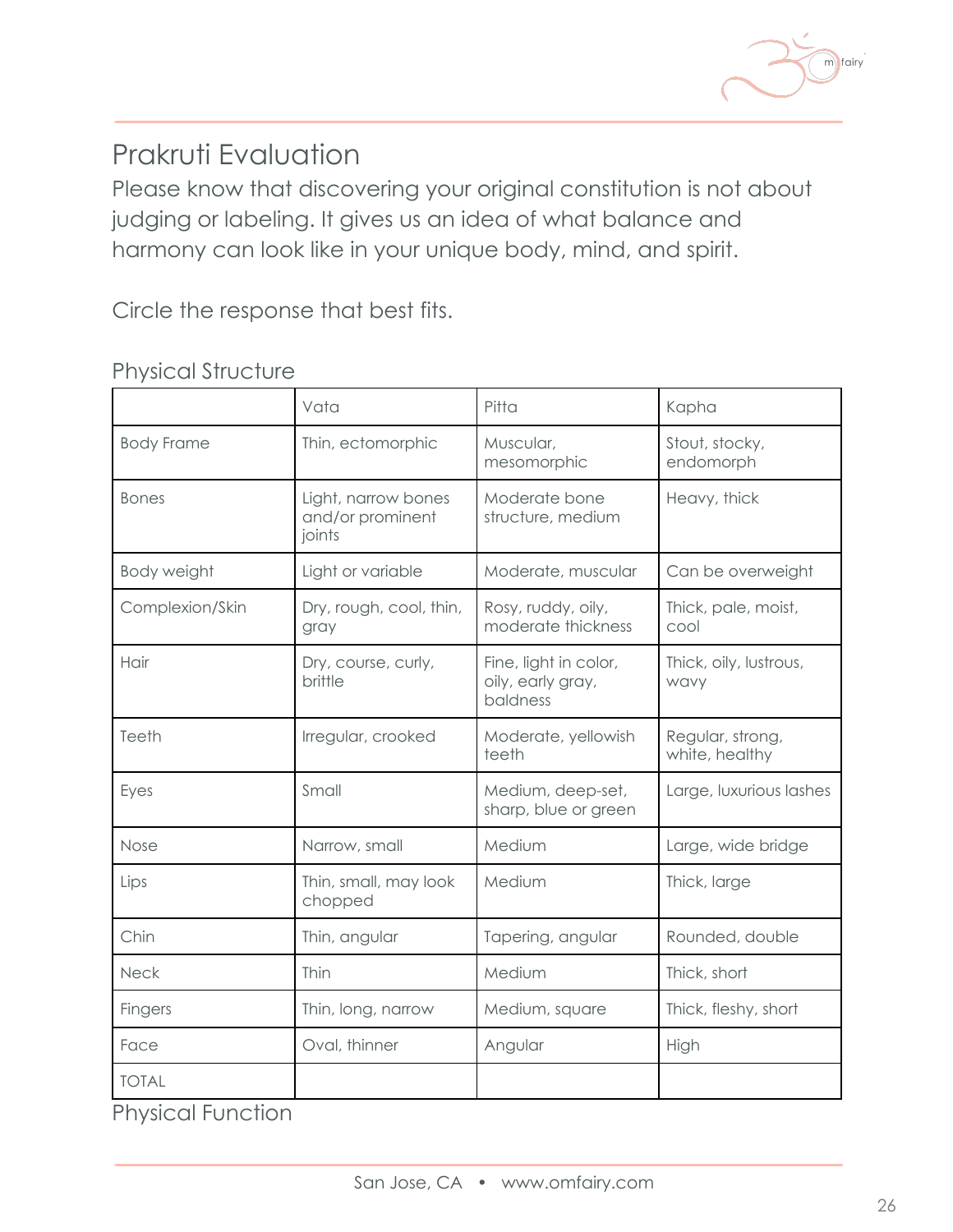# Prakruti Evaluation

Please know that discovering your original constitution is not about judging or labeling. It gives us an idea of what balance and harmony can look like in your unique body, mind, and spirit.

Circle the response that best fits.

## Physical Structure

| | Vata | Pitta | Kapha |
|---|---|---|---|
| Body Frame | Thin, ectomorphic | Muscular, mesomorphic | Stout, stocky, endomorph |
| Bones | Light, narrow bones and/or prominent joints | Moderate bone structure, medium | Heavy, thick |
| Body weight | Light or variable | Moderate, muscular | Can be overweight |
| Complexion/Skin | Dry, rough, cool, thin, gray | Rosy, ruddy, oily, moderate thickness | Thick, pale, moist, cool |
| Hair | Dry, course, curly, brittle | Fine, light in color, oily, early gray, baldness | Thick, oily, lustrous, wavy |
| Teeth | Irregular, crooked | Moderate, yellowish teeth | Regular, strong, white, healthy |
| Eyes | Small | Medium, deep-set, sharp, blue or green | Large, luxurious lashes |
| Nose | Narrow, small | Medium | Large, wide bridge |
| Lips | Thin, small, may look chopped | Medium | Thick, large |
| Chin | Thin, angular | Tapering, angular | Rounded, double |
| Neck | Thin | Medium | Thick, short |
| Fingers | Thin, long, narrow | Medium, square | Thick, fleshy, short |
| Face | Oval, thinner | Angular | High |
| TOTAL | | | |

## Physical Function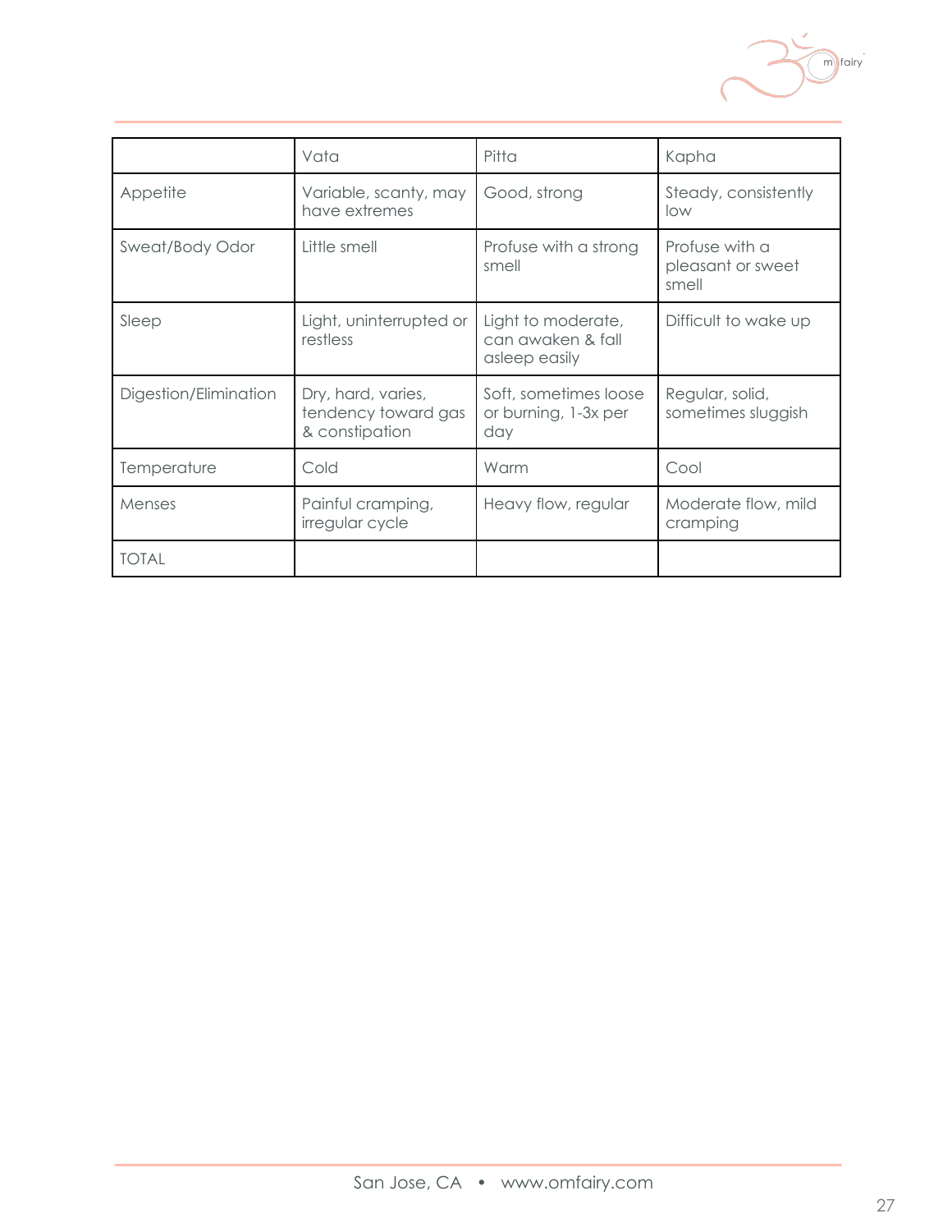| | Vata | Pitta | Kapha |
|---|---|---|---|
| Appetite | Variable, scanty, may have extremes | Good, strong | Steady, consistently low |
| Sweat/Body Odor | Little smell | Profuse with a strong smell | Profuse with a pleasant or sweet smell |
| Sleep | Light, uninterrupted or restless | Light to moderate, can awaken & fall asleep easily | Difficult to wake up |
| Digestion/Elimination | Dry, hard, varies, tendency toward gas & constipation | Soft, sometimes loose or burning, 1-3x per day | Regular, solid, sometimes sluggish |
| Temperature | Cold | Warm | Cool |
| Menses | Painful cramping, irregular cycle | Heavy flow, regular | Moderate flow, mild cramping |
| TOTAL | | | |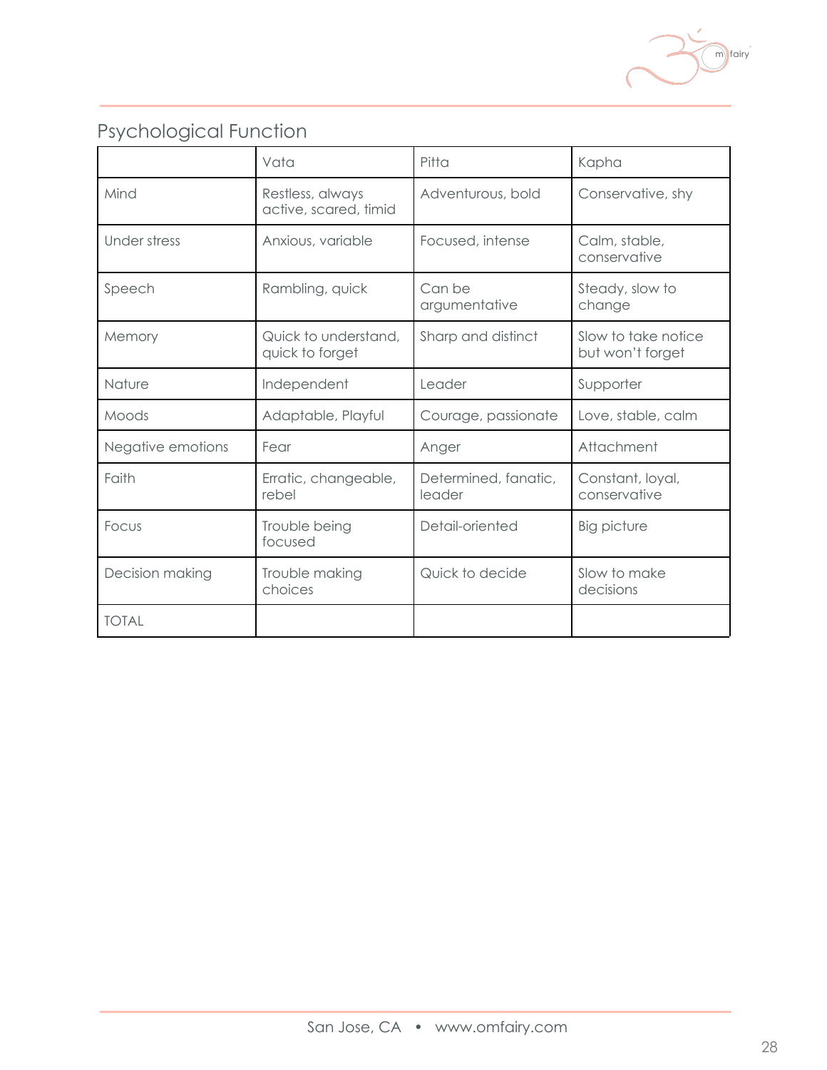## Psychological Function

| | Vata | Pitta | Kapha |
|---|---|---|---|
| Mind | Restless, always active, scared, timid | Adventurous, bold | Conservative, shy |
| Under stress | Anxious, variable | Focused, intense | Calm, stable, conservative |
| Speech | Rambling, quick | Can be argumentative | Steady, slow to change |
| Memory | Quick to understand, quick to forget | Sharp and distinct | Slow to take notice but won't forget |
| Nature | Independent | Leader | Supporter |
| Moods | Adaptable, Playful | Courage, passionate | Love, stable, calm |
| Negative emotions | Fear | Anger | Attachment |
| Faith | Erratic, changeable, rebel | Determined, fanatic, leader | Constant, loyal, conservative |
| Focus | Trouble being focused | Detail-oriented | Big picture |
| Decision making | Trouble making choices | Quick to decide | Slow to make decisions |
| TOTAL | | | |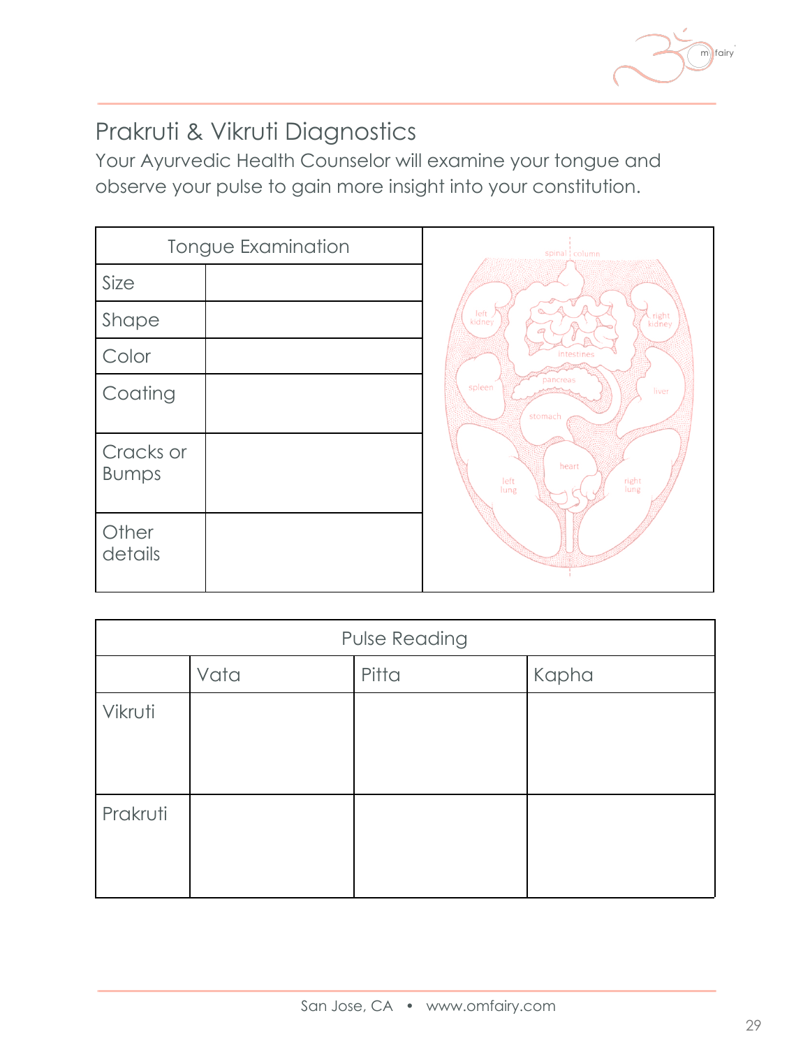## Prakruti & Vikruti Diagnostics

Your Ayurvedic Health Counselor will examine your tongue and observe your pulse to gain more insight into your constitution.

| Tongue Examination | |
|---|---|
| Size | |
| Shape | |
| Color | |
| Coating | |
| Cracks or Bumps | |
| Other details | |

spinal column
left kidney
right kidney
intestines
pancreas
spleen
liver
stomach
heart
left lung
right lung

| Pulse Reading | | | |
|---|---|---|---|
| | Vata | Pitta | Kapha |
| Vikruti | | | |
| Prakruti | | | |

San Jose, CA • www.omfairy.com